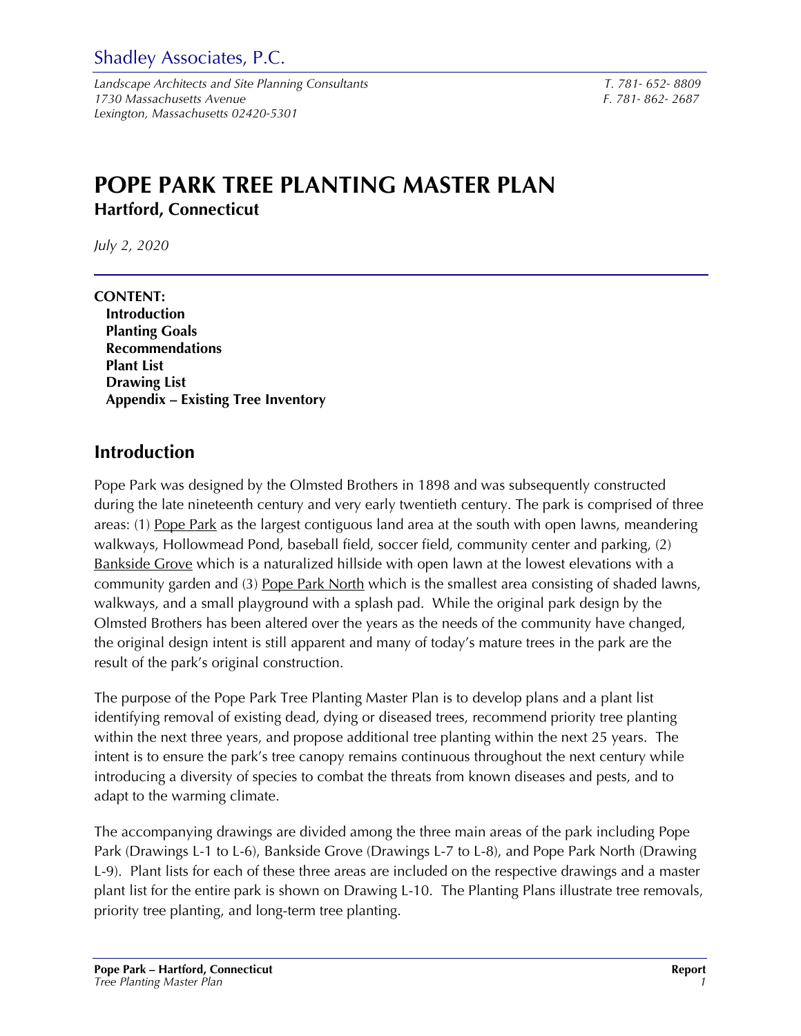Shadley Associates, P.C.

*Landscape Architects and Site Planning Consultants*
*1730 Massachusetts Avenue*
*Lexington, Massachusetts 02420-5301*

*T. 781- 652- 8809*
*F. 781- 862- 2687*

# POPE PARK TREE PLANTING MASTER PLAN

**Hartford, Connecticut**

*July 2, 2020*

**CONTENT:**

- **Introduction**
- **Planting Goals**
- **Recommendations**
- **Plant List**
- **Drawing List**
- **Appendix – Existing Tree Inventory**

## Introduction

Pope Park was designed by the Olmsted Brothers in 1898 and was subsequently constructed during the late nineteenth century and very early twentieth century. The park is comprised of three areas: (1) Pope Park as the largest contiguous land area at the south with open lawns, meandering walkways, Hollowmead Pond, baseball field, soccer field, community center and parking, (2) Bankside Grove which is a naturalized hillside with open lawn at the lowest elevations with a community garden and (3) Pope Park North which is the smallest area consisting of shaded lawns, walkways, and a small playground with a splash pad. While the original park design by the Olmsted Brothers has been altered over the years as the needs of the community have changed, the original design intent is still apparent and many of today's mature trees in the park are the result of the park's original construction.

The purpose of the Pope Park Tree Planting Master Plan is to develop plans and a plant list identifying removal of existing dead, dying or diseased trees, recommend priority tree planting within the next three years, and propose additional tree planting within the next 25 years. The intent is to ensure the park's tree canopy remains continuous throughout the next century while introducing a diversity of species to combat the threats from known diseases and pests, and to adapt to the warming climate.

The accompanying drawings are divided among the three main areas of the park including Pope Park (Drawings L-1 to L-6), Bankside Grove (Drawings L-7 to L-8), and Pope Park North (Drawing L-9). Plant lists for each of these three areas are included on the respective drawings and a master plant list for the entire park is shown on Drawing L-10. The Planting Plans illustrate tree removals, priority tree planting, and long-term tree planting.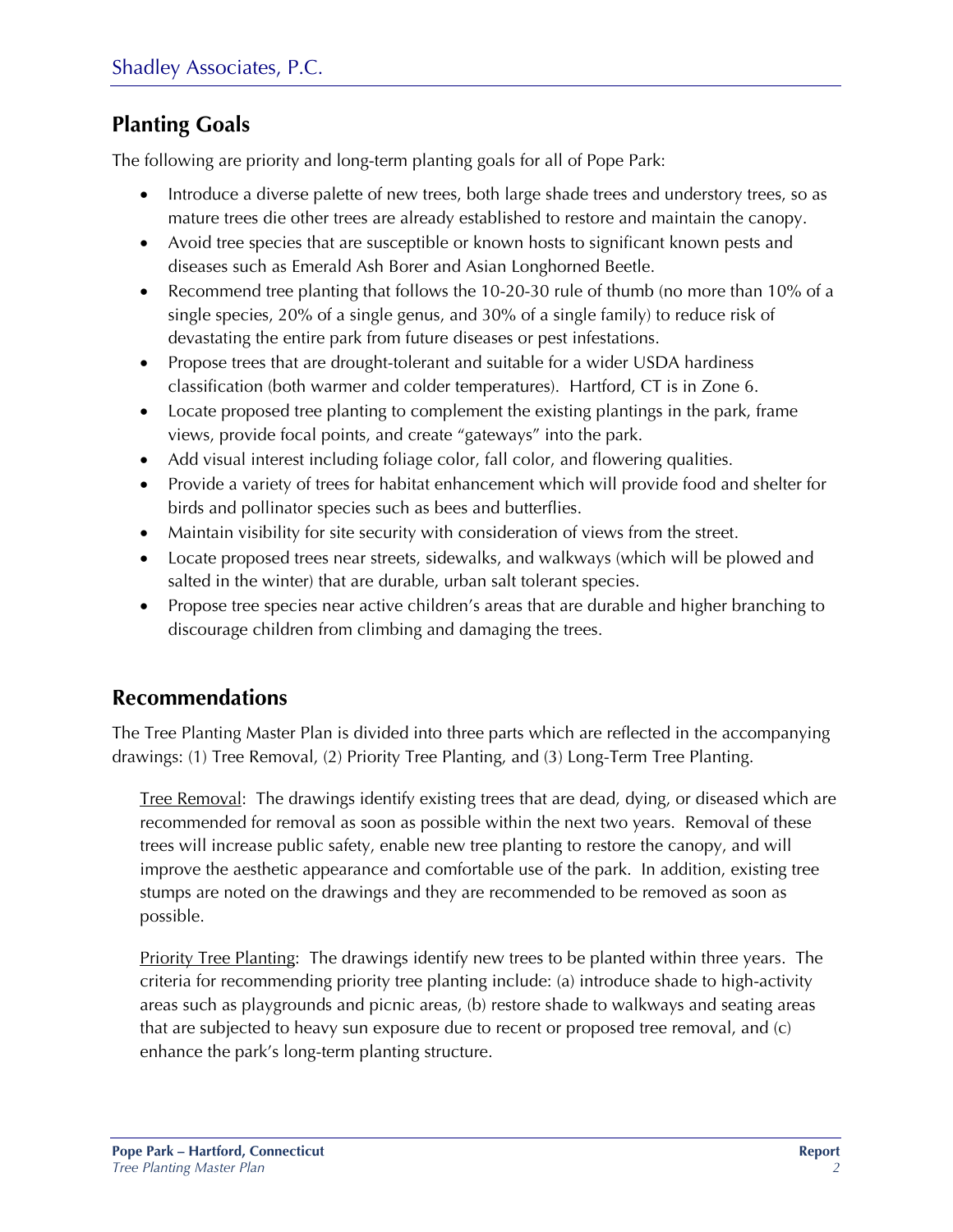## Planting Goals

The following are priority and long-term planting goals for all of Pope Park:

- Introduce a diverse palette of new trees, both large shade trees and understory trees, so as mature trees die other trees are already established to restore and maintain the canopy.
- Avoid tree species that are susceptible or known hosts to significant known pests and diseases such as Emerald Ash Borer and Asian Longhorned Beetle.
- Recommend tree planting that follows the 10-20-30 rule of thumb (no more than 10% of a single species, 20% of a single genus, and 30% of a single family) to reduce risk of devastating the entire park from future diseases or pest infestations.
- Propose trees that are drought-tolerant and suitable for a wider USDA hardiness classification (both warmer and colder temperatures). Hartford, CT is in Zone 6.
- Locate proposed tree planting to complement the existing plantings in the park, frame views, provide focal points, and create "gateways" into the park.
- Add visual interest including foliage color, fall color, and flowering qualities.
- Provide a variety of trees for habitat enhancement which will provide food and shelter for birds and pollinator species such as bees and butterflies.
- Maintain visibility for site security with consideration of views from the street.
- Locate proposed trees near streets, sidewalks, and walkways (which will be plowed and salted in the winter) that are durable, urban salt tolerant species.
- Propose tree species near active children's areas that are durable and higher branching to discourage children from climbing and damaging the trees.

## Recommendations

The Tree Planting Master Plan is divided into three parts which are reflected in the accompanying drawings: (1) Tree Removal, (2) Priority Tree Planting, and (3) Long-Term Tree Planting.

<u>Tree Removal</u>: The drawings identify existing trees that are dead, dying, or diseased which are recommended for removal as soon as possible within the next two years. Removal of these trees will increase public safety, enable new tree planting to restore the canopy, and will improve the aesthetic appearance and comfortable use of the park. In addition, existing tree stumps are noted on the drawings and they are recommended to be removed as soon as possible.

<u>Priority Tree Planting</u>: The drawings identify new trees to be planted within three years. The criteria for recommending priority tree planting include: (a) introduce shade to high-activity areas such as playgrounds and picnic areas, (b) restore shade to walkways and seating areas that are subjected to heavy sun exposure due to recent or proposed tree removal, and (c) enhance the park's long-term planting structure.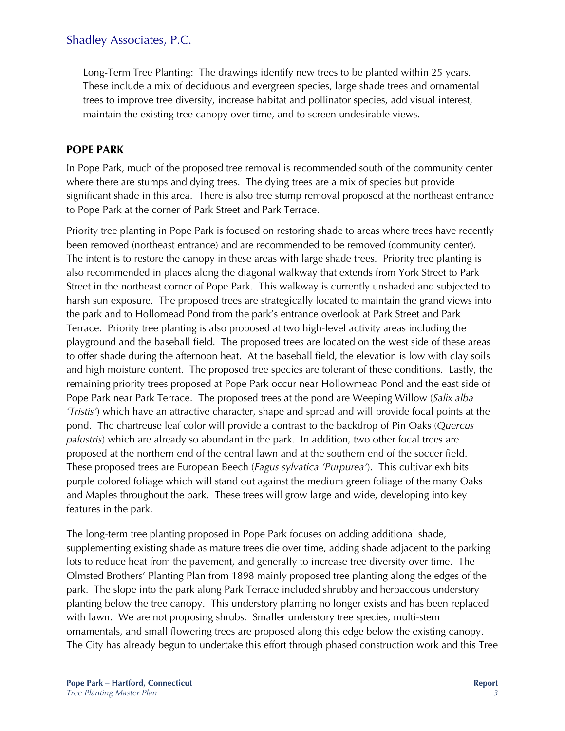<u>Long-Term Tree Planting</u>: The drawings identify new trees to be planted within 25 years. These include a mix of deciduous and evergreen species, large shade trees and ornamental trees to improve tree diversity, increase habitat and pollinator species, add visual interest, maintain the existing tree canopy over time, and to screen undesirable views.

## POPE PARK

In Pope Park, much of the proposed tree removal is recommended south of the community center where there are stumps and dying trees. The dying trees are a mix of species but provide significant shade in this area. There is also tree stump removal proposed at the northeast entrance to Pope Park at the corner of Park Street and Park Terrace.

Priority tree planting in Pope Park is focused on restoring shade to areas where trees have recently been removed (northeast entrance) and are recommended to be removed (community center). The intent is to restore the canopy in these areas with large shade trees. Priority tree planting is also recommended in places along the diagonal walkway that extends from York Street to Park Street in the northeast corner of Pope Park. This walkway is currently unshaded and subjected to harsh sun exposure. The proposed trees are strategically located to maintain the grand views into the park and to Hollomead Pond from the park's entrance overlook at Park Street and Park Terrace. Priority tree planting is also proposed at two high-level activity areas including the playground and the baseball field. The proposed trees are located on the west side of these areas to offer shade during the afternoon heat. At the baseball field, the elevation is low with clay soils and high moisture content. The proposed tree species are tolerant of these conditions. Lastly, the remaining priority trees proposed at Pope Park occur near Hollowmead Pond and the east side of Pope Park near Park Terrace. The proposed trees at the pond are Weeping Willow (*Salix alba 'Tristis'*) which have an attractive character, shape and spread and will provide focal points at the pond. The chartreuse leaf color will provide a contrast to the backdrop of Pin Oaks (*Quercus palustris*) which are already so abundant in the park. In addition, two other focal trees are proposed at the northern end of the central lawn and at the southern end of the soccer field. These proposed trees are European Beech (*Fagus sylvatica 'Purpurea'*). This cultivar exhibits purple colored foliage which will stand out against the medium green foliage of the many Oaks and Maples throughout the park. These trees will grow large and wide, developing into key features in the park.

The long-term tree planting proposed in Pope Park focuses on adding additional shade, supplementing existing shade as mature trees die over time, adding shade adjacent to the parking lots to reduce heat from the pavement, and generally to increase tree diversity over time. The Olmsted Brothers' Planting Plan from 1898 mainly proposed tree planting along the edges of the park. The slope into the park along Park Terrace included shrubby and herbaceous understory planting below the tree canopy. This understory planting no longer exists and has been replaced with lawn. We are not proposing shrubs. Smaller understory tree species, multi-stem ornamentals, and small flowering trees are proposed along this edge below the existing canopy. The City has already begun to undertake this effort through phased construction work and this Tree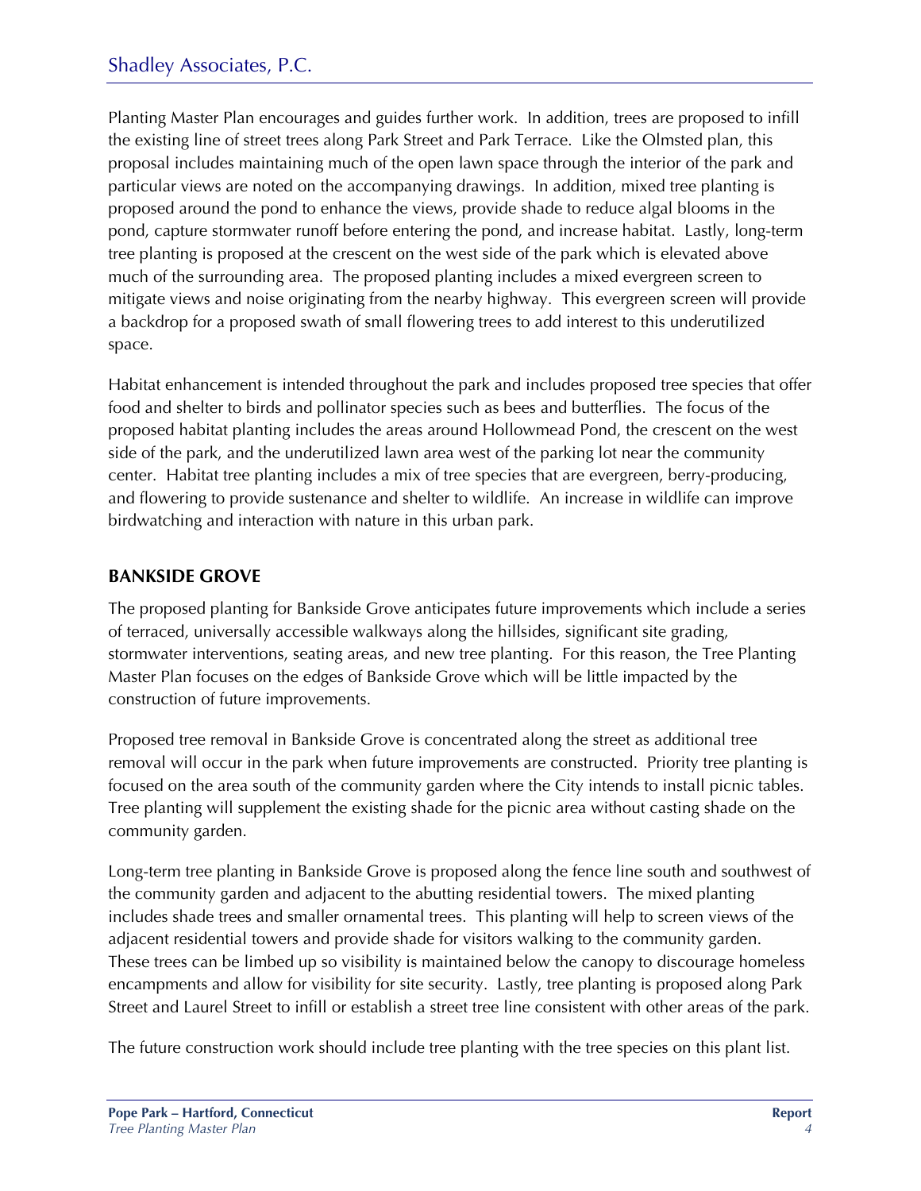Planting Master Plan encourages and guides further work. In addition, trees are proposed to infill the existing line of street trees along Park Street and Park Terrace. Like the Olmsted plan, this proposal includes maintaining much of the open lawn space through the interior of the park and particular views are noted on the accompanying drawings. In addition, mixed tree planting is proposed around the pond to enhance the views, provide shade to reduce algal blooms in the pond, capture stormwater runoff before entering the pond, and increase habitat. Lastly, long-term tree planting is proposed at the crescent on the west side of the park which is elevated above much of the surrounding area. The proposed planting includes a mixed evergreen screen to mitigate views and noise originating from the nearby highway. This evergreen screen will provide a backdrop for a proposed swath of small flowering trees to add interest to this underutilized space.

Habitat enhancement is intended throughout the park and includes proposed tree species that offer food and shelter to birds and pollinator species such as bees and butterflies. The focus of the proposed habitat planting includes the areas around Hollowmead Pond, the crescent on the west side of the park, and the underutilized lawn area west of the parking lot near the community center. Habitat tree planting includes a mix of tree species that are evergreen, berry-producing, and flowering to provide sustenance and shelter to wildlife. An increase in wildlife can improve birdwatching and interaction with nature in this urban park.

## BANKSIDE GROVE

The proposed planting for Bankside Grove anticipates future improvements which include a series of terraced, universally accessible walkways along the hillsides, significant site grading, stormwater interventions, seating areas, and new tree planting. For this reason, the Tree Planting Master Plan focuses on the edges of Bankside Grove which will be little impacted by the construction of future improvements.

Proposed tree removal in Bankside Grove is concentrated along the street as additional tree removal will occur in the park when future improvements are constructed. Priority tree planting is focused on the area south of the community garden where the City intends to install picnic tables. Tree planting will supplement the existing shade for the picnic area without casting shade on the community garden.

Long-term tree planting in Bankside Grove is proposed along the fence line south and southwest of the community garden and adjacent to the abutting residential towers. The mixed planting includes shade trees and smaller ornamental trees. This planting will help to screen views of the adjacent residential towers and provide shade for visitors walking to the community garden. These trees can be limbed up so visibility is maintained below the canopy to discourage homeless encampments and allow for visibility for site security. Lastly, tree planting is proposed along Park Street and Laurel Street to infill or establish a street tree line consistent with other areas of the park.

The future construction work should include tree planting with the tree species on this plant list.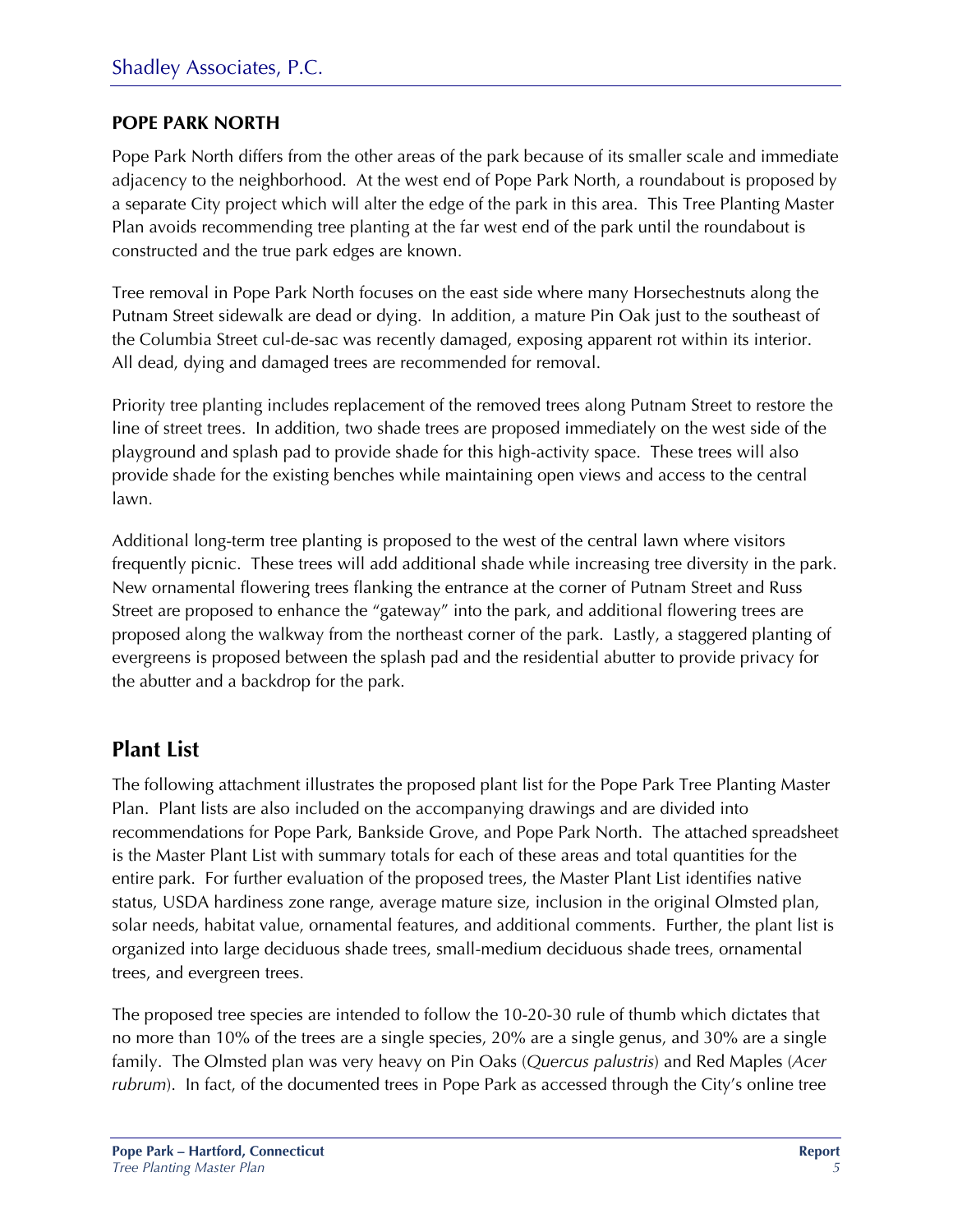## POPE PARK NORTH

Pope Park North differs from the other areas of the park because of its smaller scale and immediate adjacency to the neighborhood. At the west end of Pope Park North, a roundabout is proposed by a separate City project which will alter the edge of the park in this area. This Tree Planting Master Plan avoids recommending tree planting at the far west end of the park until the roundabout is constructed and the true park edges are known.

Tree removal in Pope Park North focuses on the east side where many Horsechestnuts along the Putnam Street sidewalk are dead or dying. In addition, a mature Pin Oak just to the southeast of the Columbia Street cul-de-sac was recently damaged, exposing apparent rot within its interior. All dead, dying and damaged trees are recommended for removal.

Priority tree planting includes replacement of the removed trees along Putnam Street to restore the line of street trees. In addition, two shade trees are proposed immediately on the west side of the playground and splash pad to provide shade for this high-activity space. These trees will also provide shade for the existing benches while maintaining open views and access to the central lawn.

Additional long-term tree planting is proposed to the west of the central lawn where visitors frequently picnic. These trees will add additional shade while increasing tree diversity in the park. New ornamental flowering trees flanking the entrance at the corner of Putnam Street and Russ Street are proposed to enhance the "gateway" into the park, and additional flowering trees are proposed along the walkway from the northeast corner of the park. Lastly, a staggered planting of evergreens is proposed between the splash pad and the residential abutter to provide privacy for the abutter and a backdrop for the park.

# Plant List

The following attachment illustrates the proposed plant list for the Pope Park Tree Planting Master Plan. Plant lists are also included on the accompanying drawings and are divided into recommendations for Pope Park, Bankside Grove, and Pope Park North. The attached spreadsheet is the Master Plant List with summary totals for each of these areas and total quantities for the entire park. For further evaluation of the proposed trees, the Master Plant List identifies native status, USDA hardiness zone range, average mature size, inclusion in the original Olmsted plan, solar needs, habitat value, ornamental features, and additional comments. Further, the plant list is organized into large deciduous shade trees, small-medium deciduous shade trees, ornamental trees, and evergreen trees.

The proposed tree species are intended to follow the 10-20-30 rule of thumb which dictates that no more than 10% of the trees are a single species, 20% are a single genus, and 30% are a single family. The Olmsted plan was very heavy on Pin Oaks (*Quercus palustris*) and Red Maples (*Acer rubrum*). In fact, of the documented trees in Pope Park as accessed through the City's online tree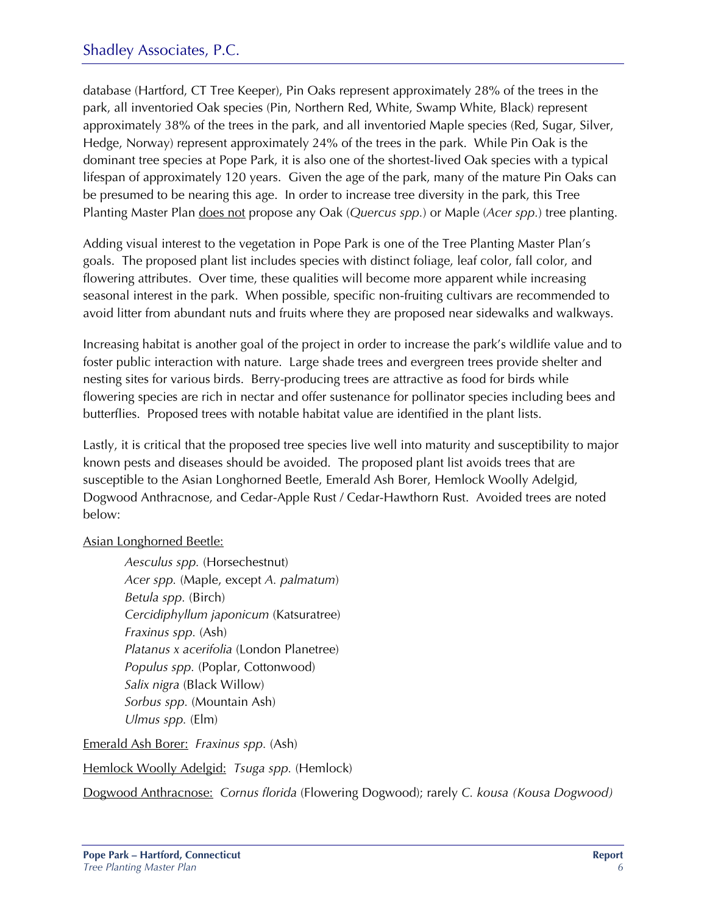database (Hartford, CT Tree Keeper), Pin Oaks represent approximately 28% of the trees in the park, all inventoried Oak species (Pin, Northern Red, White, Swamp White, Black) represent approximately 38% of the trees in the park, and all inventoried Maple species (Red, Sugar, Silver, Hedge, Norway) represent approximately 24% of the trees in the park. While Pin Oak is the dominant tree species at Pope Park, it is also one of the shortest-lived Oak species with a typical lifespan of approximately 120 years. Given the age of the park, many of the mature Pin Oaks can be presumed to be nearing this age. In order to increase tree diversity in the park, this Tree Planting Master Plan <u>does not</u> propose any Oak (*Quercus spp.*) or Maple (*Acer spp.*) tree planting.

Adding visual interest to the vegetation in Pope Park is one of the Tree Planting Master Plan's goals. The proposed plant list includes species with distinct foliage, leaf color, fall color, and flowering attributes. Over time, these qualities will become more apparent while increasing seasonal interest in the park. When possible, specific non-fruiting cultivars are recommended to avoid litter from abundant nuts and fruits where they are proposed near sidewalks and walkways.

Increasing habitat is another goal of the project in order to increase the park's wildlife value and to foster public interaction with nature. Large shade trees and evergreen trees provide shelter and nesting sites for various birds. Berry-producing trees are attractive as food for birds while flowering species are rich in nectar and offer sustenance for pollinator species including bees and butterflies. Proposed trees with notable habitat value are identified in the plant lists.

Lastly, it is critical that the proposed tree species live well into maturity and susceptibility to major known pests and diseases should be avoided. The proposed plant list avoids trees that are susceptible to the Asian Longhorned Beetle, Emerald Ash Borer, Hemlock Woolly Adelgid, Dogwood Anthracnose, and Cedar-Apple Rust / Cedar-Hawthorn Rust. Avoided trees are noted below:

<u>Asian Longhorned Beetle:</u>

- *Aesculus spp.* (Horsechestnut)
- *Acer spp.* (Maple, except *A. palmatum*)
- *Betula spp.* (Birch)
- *Cercidiphyllum japonicum* (Katsuratree)
- *Fraxinus spp.* (Ash)
- *Platanus x acerifolia* (London Planetree)
- *Populus spp.* (Poplar, Cottonwood)
- *Salix nigra* (Black Willow)
- *Sorbus spp.* (Mountain Ash)
- *Ulmus spp.* (Elm)

<u>Emerald Ash Borer:</u> *Fraxinus spp.* (Ash)

<u>Hemlock Woolly Adelgid:</u> *Tsuga spp.* (Hemlock)

<u>Dogwood Anthracnose:</u> *Cornus florida* (Flowering Dogwood); rarely *C. kousa (Kousa Dogwood)*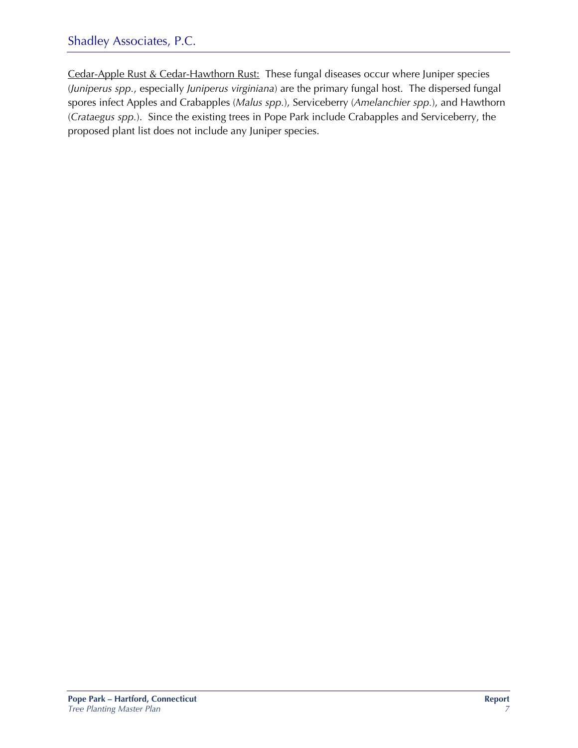<u>Cedar-Apple Rust & Cedar-Hawthorn Rust:</u> These fungal diseases occur where Juniper species (*Juniperus spp.*, especially *Juniperus virginiana*) are the primary fungal host. The dispersed fungal spores infect Apples and Crabapples (*Malus spp.*), Serviceberry (*Amelanchier spp.*), and Hawthorn (*Crataegus spp.*). Since the existing trees in Pope Park include Crabapples and Serviceberry, the proposed plant list does not include any Juniper species.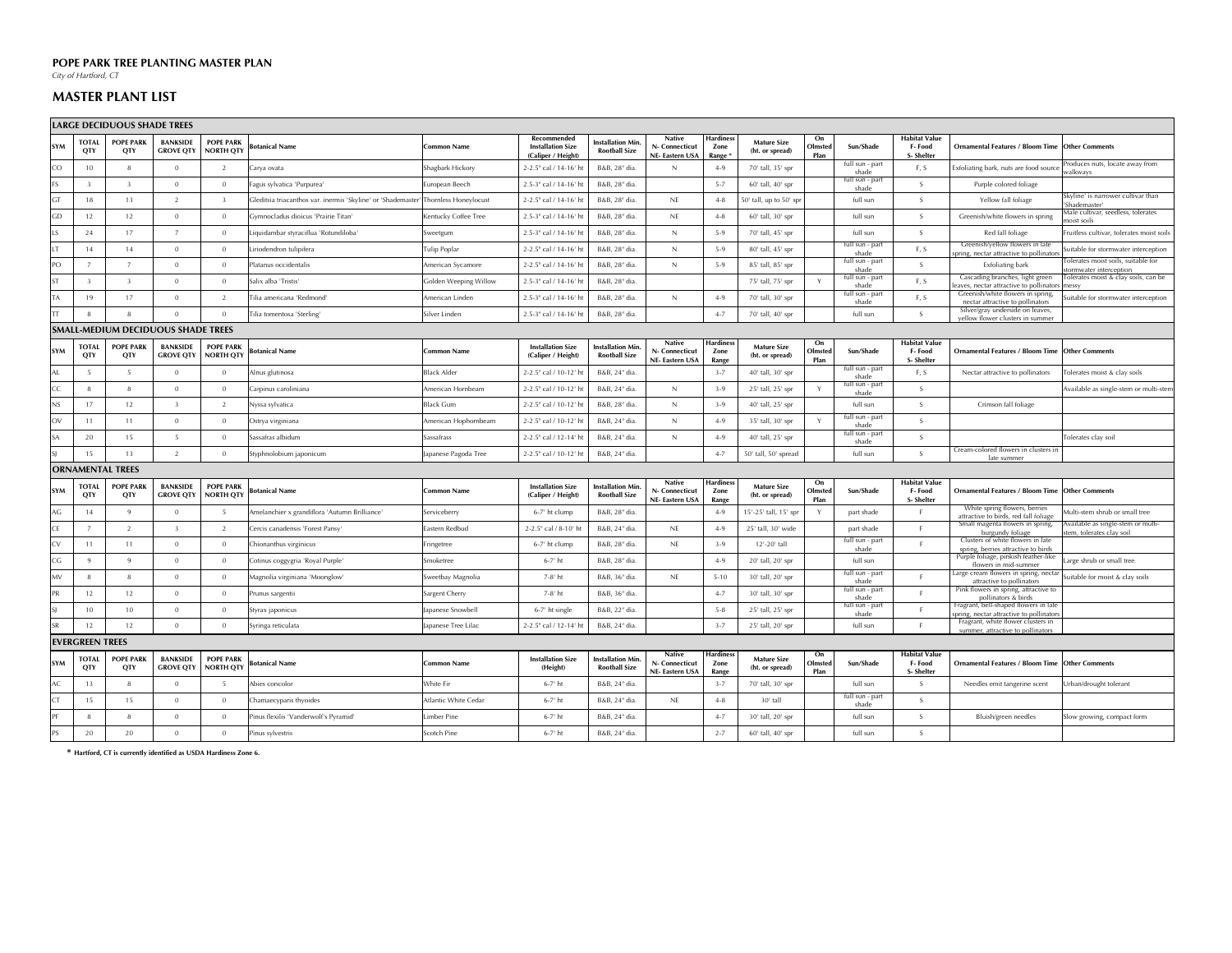**POPE PARK TREE PLANTING MASTER PLAN**

*City of Hartford, CT*

## MASTER PLANT LIST

| LARGE DECIDUOUS SHADE TREES | | | | | | | | | | | | | | | | |
|---|---|---|---|---|---|---|---|---|---|---|---|---|---|---|---|---|
| SYM | TOTAL QTY | POPE PARK QTY | BANKSIDE GROVE QTY | POPE PARK NORTH QTY | Botanical Name | Common Name | Recommended Installation Size (Caliper / Height) | Installation Min. Rootball Size | Native N- Connecticut NE- Eastern USA | Hardiness Zone Range * | Mature Size (ht. or spread) | On Olmsted Plan | Sun/Shade | Habitat Value F- Food S- Shelter | Ornamental Features / Bloom Time | Other Comments |
| CO | 10 | 8 | 0 | 2 | Carya ovata | Shagbark Hickory | 2-2.5" cal / 14-16' ht | B&B, 28" dia. | N | 4-9 | 70' tall, 35' spr | | full sun - part shade | F, S | Exfoliating bark, nuts are food source | Produces nuts, locate away from walkways |
| FS | 3 | 3 | 0 | 0 | Fagus sylvatica 'Purpurea' | European Beech | 2.5-3" cal / 14-16' ht | B&B, 28" dia. | | 5-7 | 60' tall, 40' spr | | full sun - part shade | S | Purple colored foliage | |
| GT | 18 | 13 | 2 | 3 | Gleditsia triacanthos var. inermis 'Skyline' or 'Shademaster' | Thornless Honeylocust | 2-2.5" cal / 14-16' ht | B&B, 28" dia. | NE | 4-8 | 50' tall, up to 50' spr | | full sun | S | Yellow fall foliage | Skyline' is narrower cultivar than 'Shademaster' |
| GD | 12 | 12 | 0 | 0 | Gymnocladus dioicus 'Prairie Titan' | Kentucky Coffee Tree | 2.5-3" cal / 14-16' ht | B&B, 28" dia. | NE | 4-8 | 60' tall, 30' spr | | full sun | S | Greenish/white flowers in spring | Male cultivar, seedless, tolerates moist soils |
| LS | 24 | 17 | 7 | 0 | Liquidambar styraciflua 'Rotundiloba' | Sweetgum | 2.5-3" cal / 14-16' ht | B&B, 28" dia. | N | 5-9 | 70' tall, 45' spr | | full sun | S | Red fall foliage | Fruitless cultivar, tolerates moist soils |
| LT | 14 | 14 | 0 | 0 | Liriodendron tulipifera | Tulip Poplar | 2-2.5" cal / 14-16' ht | B&B, 28" dia. | N | 5-9 | 80' tall, 45' spr | | full sun - part shade | F, S | Greenish/yellow flowers in late spring, nectar attractive to pollinators | Suitable for stormwater interception |
| PO | 7 | 7 | 0 | 0 | Platanus occidentalis | American Sycamore | 2-2.5" cal / 14-16' ht | B&B, 28" dia. | N | 5-9 | 85' tall, 85' spr | | full sun - part shade | S | Exfoliating bark | Tolerates moist soils, suitable for stormwater interception |
| ST | 3 | 3 | 0 | 0 | Salix alba 'Tristis' | Golden Weeping Willow | 2.5-3" cal / 14-16' ht | B&B, 28" dia. | | | 75' tall, 75' spr | Y | full sun - part shade | F, S | Cascading branches, light green leaves, nectar attractive to pollinators | Tolerates moist & clay soils, can be messy |
| TA | 19 | 17 | 0 | 2 | Tilia americana 'Redmond' | American Linden | 2.5-3" cal / 14-16' ht | B&B, 28" dia. | N | 4-9 | 70' tall, 30' spr | | full sun - part shade | F, S | Greenish/white flowers in spring, nectar attractive to pollinators | Suitable for stormwater interception |
| TT | 8 | 8 | 0 | 0 | Tilia tomentosa 'Sterling' | Silver Linden | 2.5-3" cal / 14-16' ht | B&B, 28" dia. | | 4-7 | 70' tall, 40' spr | | full sun | S | Silver/gray underside on leaves, yellow flower clusters in summer | |

| SMALL-MEDIUM DECIDUOUS SHADE TREES | | | | | | | | | | | | | | | | |
|---|---|---|---|---|---|---|---|---|---|---|---|---|---|---|---|---|
| SYM | TOTAL QTY | POPE PARK QTY | BANKSIDE GROVE QTY | POPE PARK NORTH QTY | Botanical Name | Common Name | Installation Size (Caliper / Height) | Installation Min. Rootball Size | Native N- Connecticut NE- Eastern USA | Hardiness Zone Range | Mature Size (ht. or spread) | On Olmsted Plan | Sun/Shade | Habitat Value F- Food S- Shelter | Ornamental Features / Bloom Time | Other Comments |
| AL | 5 | 5 | 0 | 0 | Alnus glutinosa | Black Alder | 2-2.5" cal / 10-12' ht | B&B, 24" dia. | | 3-7 | 40' tall, 30' spr | | full sun - part shade | F, S | Nectar attractive to pollinators | Tolerates moist & clay soils |
| CC | 8 | 8 | 0 | 0 | Carpinus caroliniana | American Hornbeam | 2-2.5" cal / 10-12' ht | B&B, 24" dia. | N | 3-9 | 25' tall, 25' spr | Y | full sun - part shade | S | | Available as single-stem or multi-stem |
| NS | 17 | 12 | 3 | 2 | Nyssa sylvatica | Black Gum | 2-2.5" cal / 10-12' ht | B&B, 28" dia. | N | 3-9 | 40' tall, 25' spr | | full sun | S | Crimson fall foliage | |
| OV | 11 | 11 | 0 | 0 | Ostrya virginiana | American Hophornbeam | 2-2.5" cal / 10-12' ht | B&B, 24" dia. | N | 4-9 | 35' tall, 30' spr | Y | full sun - part shade | S | | |
| SA | 20 | 15 | 5 | 0 | Sassafras albidum | Sassafrass | 2-2.5" cal / 12-14' ht | B&B, 24" dia. | N | 4-9 | 40' tall, 25' spr | | full sun - part shade | S | | Tolerates clay soil |
| SJ | 15 | 13 | 2 | 0 | Styphnolobium japonicum | Japanese Pagoda Tree | 2-2.5" cal / 10-12' ht | B&B, 24" dia. | | 4-7 | 50' tall, 50' spread | | full sun | S | Cream-colored flowers in clusters in late summer | |

| ORNAMENTAL TREES | | | | | | | | | | | | | | | | |
|---|---|---|---|---|---|---|---|---|---|---|---|---|---|---|---|---|
| SYM | TOTAL QTY | POPE PARK QTY | BANKSIDE GROVE QTY | POPE PARK NORTH QTY | Botanical Name | Common Name | Installation Size (Caliper / Height) | Installation Min. Rootball Size | Native N- Connecticut NE- Eastern USA | Hardiness Zone Range | Mature Size (ht. or spread) | On Olmsted Plan | Sun/Shade | Habitat Value F- Food S- Shelter | Ornamental Features / Bloom Time | Other Comments |
| AG | 14 | 9 | 0 | 5 | Amelanchier x grandiflora 'Autumn Brilliance' | Serviceberry | 6-7' ht clump | B&B, 28" dia. | | 4-9 | 15'-25' tall, 15' spr | Y | part shade | F | White spring flowers, berries attractive to birds, red fall foliage | Multi-stem shrub or small tree |
| CE | 7 | 2 | 3 | 2 | Cercis canadensis 'Forest Pansy' | Eastern Redbud | 2-2.5" cal / 8-10' ht | B&B, 24" dia. | NE | 4-9 | 25' tall, 30' wide | | part shade | F | Small magenta flowers in spring, burgundy foliage | Available as single-stem or multi-stem, tolerates clay soil |
| CV | 11 | 11 | 0 | 0 | Chionanthus virginicus | Fringetree | 6-7' ht clump | B&B, 28" dia. | NE | 3-9 | 12'-20' tall | | full sun - part shade | F | Clusters of white flowers in late spring, berries attractive to birds | |
| CG | 9 | 9 | 0 | 0 | Cotinus coggygria 'Royal Purple' | Smoketree | 6-7' ht | B&B, 28" dia. | | 4-9 | 20' tall, 20' spr | | full sun | | Purple foliage, pinkish feather-like flowers in mid-summer | Large shrub or small tree |
| MV | 8 | 8 | 0 | 0 | Magnolia virginiana 'Moonglow' | Sweetbay Magnolia | 7-8' ht | B&B, 36" dia. | NE | 5-10 | 30' tall, 20' spr | | full sun - part shade | F | Large cream flowers in spring, nectar attractive to pollinators | Suitable for moist & clay soils |
| PR | 12 | 12 | 0 | 0 | Prunus sargentii | Sargent Cherry | 7-8' ht | B&B, 36" dia. | | 4-7 | 30' tall, 30' spr | | full sun - part shade | F | Pink flowers in spring, attractive to pollinators & birds | |
| SJ | 10 | 10 | 0 | 0 | Styrax japonicus | Japanese Snowbell | 6-7' ht single | B&B, 22" dia. | | 5-8 | 25' tall, 25' spr | | full sun - part shade | F | Fragrant, bell-shaped flowers in late spring, nectar attractive to pollinators | |
| SR | 12 | 12 | 0 | 0 | Syringa reticulata | Japanese Tree Lilac | 2-2.5" cal / 12-14' ht | B&B, 24" dia. | | 3-7 | 25' tall, 20' spr | | full sun | F | Fragrant, white flower clusters in summer, attractive to pollinators | |

| EVERGREEN TREES | | | | | | | | | | | | | | | | |
|---|---|---|---|---|---|---|---|---|---|---|---|---|---|---|---|---|
| SYM | TOTAL QTY | POPE PARK QTY | BANKSIDE GROVE QTY | POPE PARK NORTH QTY | Botanical Name | Common Name | Installation Size (Height) | Installation Min. Rootball Size | Native N- Connecticut NE- Eastern USA | Hardiness Zone Range | Mature Size (ht. or spread) | On Olmsted Plan | Sun/Shade | Habitat Value F- Food S- Shelter | Ornamental Features / Bloom Time | Other Comments |
| AC | 13 | 8 | 0 | 5 | Abies concolor | White Fir | 6-7' ht | B&B, 24" dia. | | 3-7 | 70' tall, 30' spr | | full sun | S | Needles emit tangerine scent | Urban/drought tolerant |
| CT | 15 | 15 | 0 | 0 | Chamaecyparis thyoides | Atlantic White Cedar | 6-7' ht | B&B, 24" dia. | NE | 4-8 | 30' tall | | full sun - part shade | S | | |
| PF | 8 | 8 | 0 | 0 | Pinus flexilis 'Vanderwolf's Pyramid' | Limber Pine | 6-7' ht | B&B, 24" dia. | | 4-7 | 30' tall, 20' spr | | full sun | S | Bluish/green needles | Slow growing, compact form |
| PS | 20 | 20 | 0 | 0 | Pinus sylvestris | Scotch Pine | 6-7' ht | B&B, 24" dia. | | 2-7 | 60' tall, 40' spr | | full sun | S | | |

**\* Hartford, CT is currently identified as USDA Hardiness Zone 6.**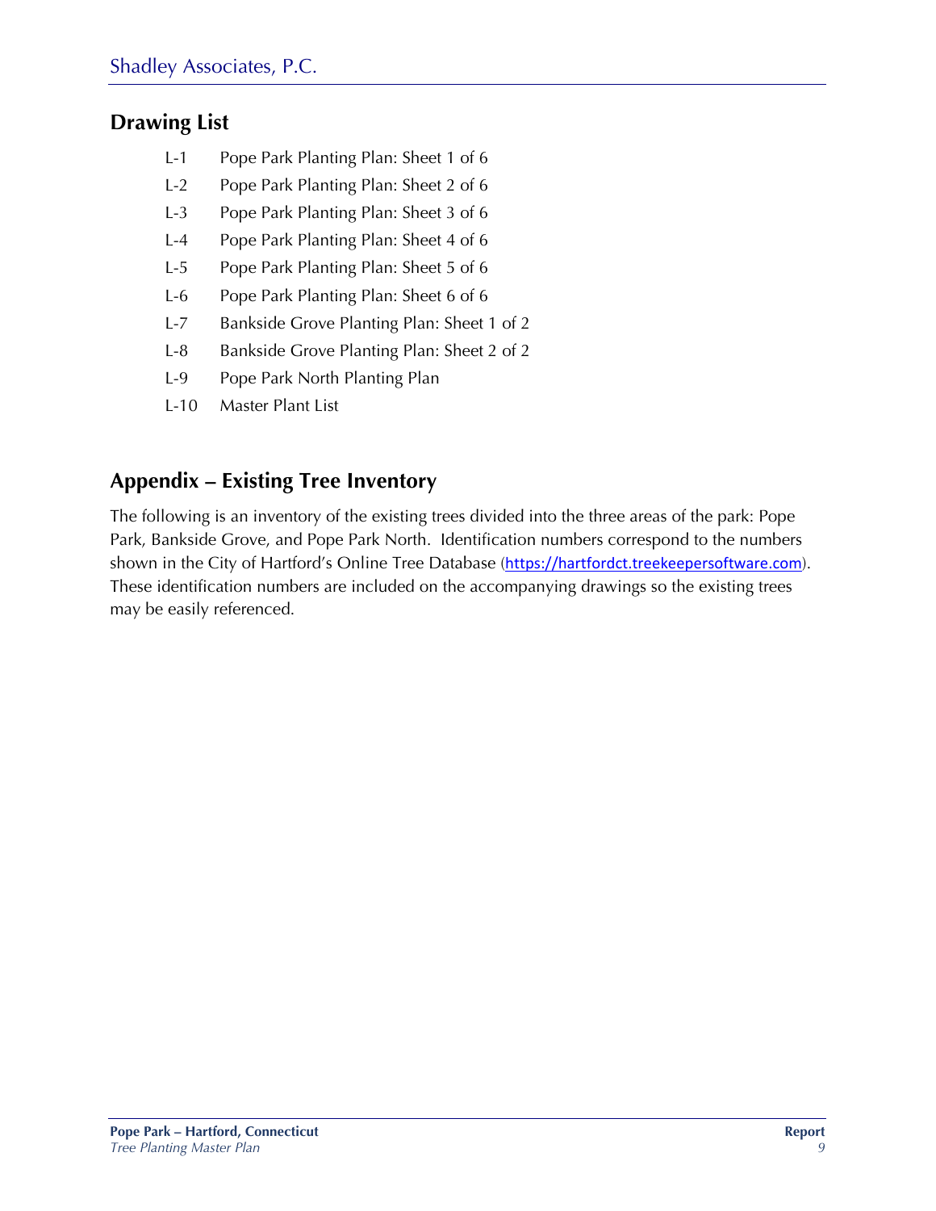## Drawing List

- L-1 Pope Park Planting Plan: Sheet 1 of 6
- L-2 Pope Park Planting Plan: Sheet 2 of 6
- L-3 Pope Park Planting Plan: Sheet 3 of 6
- L-4 Pope Park Planting Plan: Sheet 4 of 6
- L-5 Pope Park Planting Plan: Sheet 5 of 6
- L-6 Pope Park Planting Plan: Sheet 6 of 6
- L-7 Bankside Grove Planting Plan: Sheet 1 of 2
- L-8 Bankside Grove Planting Plan: Sheet 2 of 2
- L-9 Pope Park North Planting Plan
- L-10 Master Plant List

## Appendix – Existing Tree Inventory

The following is an inventory of the existing trees divided into the three areas of the park: Pope Park, Bankside Grove, and Pope Park North. Identification numbers correspond to the numbers shown in the City of Hartford's Online Tree Database (https://hartfordct.treekeepersoftware.com). These identification numbers are included on the accompanying drawings so the existing trees may be easily referenced.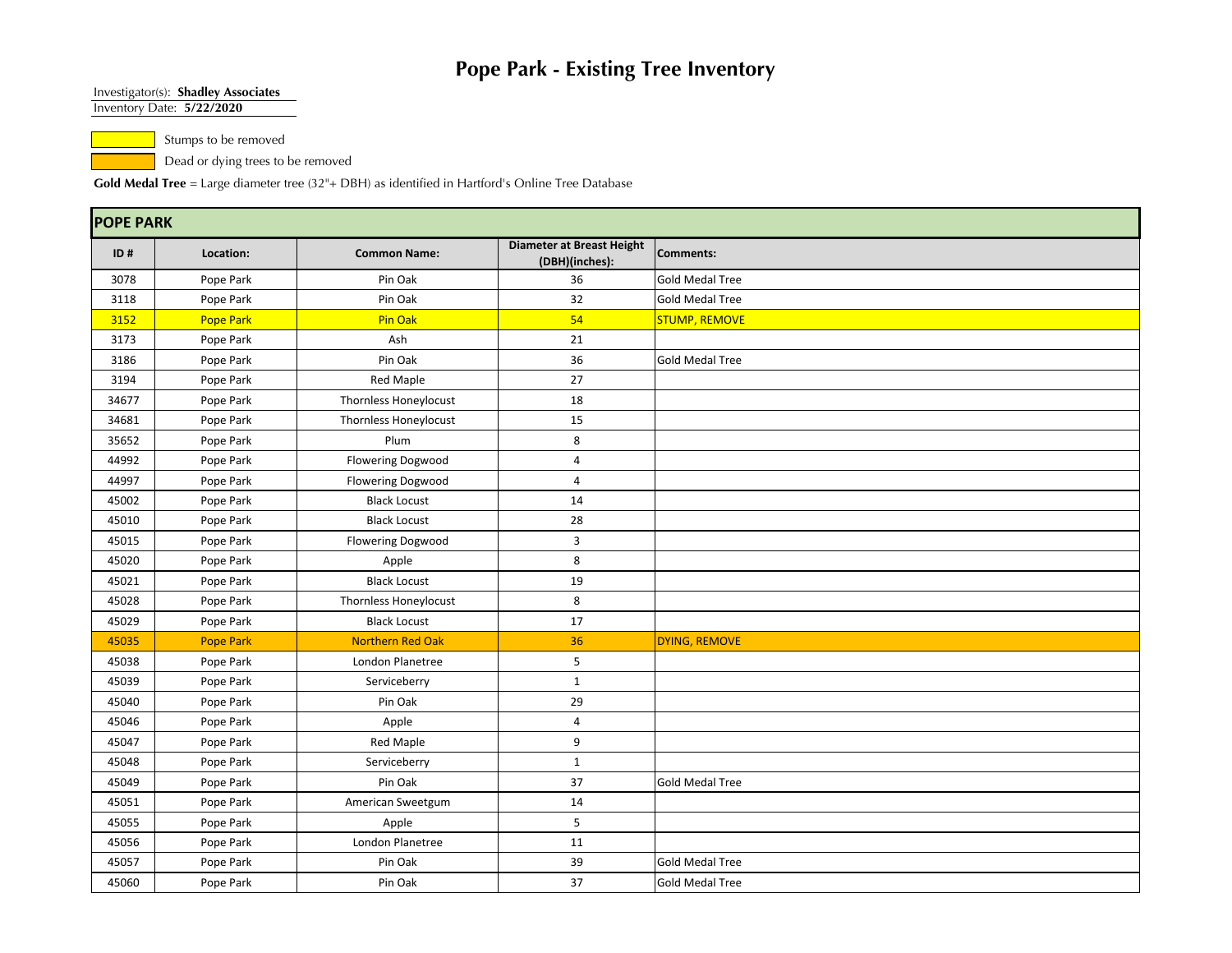# Pope Park - Existing Tree Inventory

Investigator(s): **Shadley Associates**
Inventory Date: **5/22/2020**

Stumps to be removed

Dead or dying trees to be removed

**Gold Medal Tree** = Large diameter tree (32"+ DBH) as identified in Hartford's Online Tree Database

## POPE PARK

| ID # | Location: | Common Name: | Diameter at Breast Height (DBH)(inches): | Comments: |
|---|---|---|---|---|
| 3078 | Pope Park | Pin Oak | 36 | Gold Medal Tree |
| 3118 | Pope Park | Pin Oak | 32 | Gold Medal Tree |
| 3152 | Pope Park | Pin Oak | 54 | STUMP, REMOVE |
| 3173 | Pope Park | Ash | 21 | |
| 3186 | Pope Park | Pin Oak | 36 | Gold Medal Tree |
| 3194 | Pope Park | Red Maple | 27 | |
| 34677 | Pope Park | Thornless Honeylocust | 18 | |
| 34681 | Pope Park | Thornless Honeylocust | 15 | |
| 35652 | Pope Park | Plum | 8 | |
| 44992 | Pope Park | Flowering Dogwood | 4 | |
| 44997 | Pope Park | Flowering Dogwood | 4 | |
| 45002 | Pope Park | Black Locust | 14 | |
| 45010 | Pope Park | Black Locust | 28 | |
| 45015 | Pope Park | Flowering Dogwood | 3 | |
| 45020 | Pope Park | Apple | 8 | |
| 45021 | Pope Park | Black Locust | 19 | |
| 45028 | Pope Park | Thornless Honeylocust | 8 | |
| 45029 | Pope Park | Black Locust | 17 | |
| 45035 | Pope Park | Northern Red Oak | 36 | DYING, REMOVE |
| 45038 | Pope Park | London Planetree | 5 | |
| 45039 | Pope Park | Serviceberry | 1 | |
| 45040 | Pope Park | Pin Oak | 29 | |
| 45046 | Pope Park | Apple | 4 | |
| 45047 | Pope Park | Red Maple | 9 | |
| 45048 | Pope Park | Serviceberry | 1 | |
| 45049 | Pope Park | Pin Oak | 37 | Gold Medal Tree |
| 45051 | Pope Park | American Sweetgum | 14 | |
| 45055 | Pope Park | Apple | 5 | |
| 45056 | Pope Park | London Planetree | 11 | |
| 45057 | Pope Park | Pin Oak | 39 | Gold Medal Tree |
| 45060 | Pope Park | Pin Oak | 37 | Gold Medal Tree |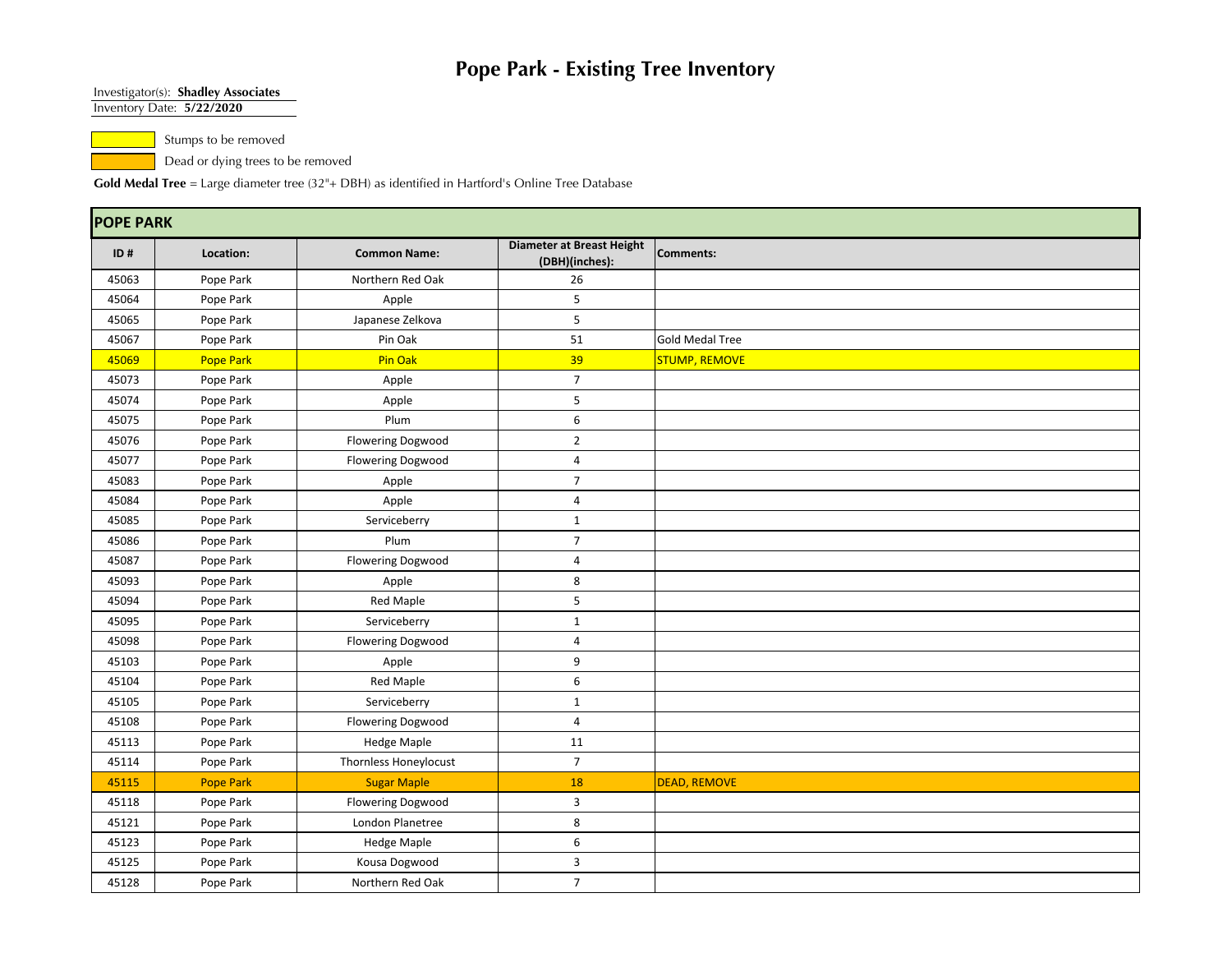# Pope Park - Existing Tree Inventory

Investigator(s): **Shadley Associates**
Inventory Date: **5/22/2020**

Stumps to be removed

Dead or dying trees to be removed

**Gold Medal Tree** = Large diameter tree (32"+ DBH) as identified in Hartford's Online Tree Database

**POPE PARK**

| ID # | Location: | Common Name: | Diameter at Breast Height (DBH)(inches): | Comments: |
|---|---|---|---|---|
| 45063 | Pope Park | Northern Red Oak | 26 | |
| 45064 | Pope Park | Apple | 5 | |
| 45065 | Pope Park | Japanese Zelkova | 5 | |
| 45067 | Pope Park | Pin Oak | 51 | Gold Medal Tree |
| 45069 | Pope Park | Pin Oak | 39 | STUMP, REMOVE |
| 45073 | Pope Park | Apple | 7 | |
| 45074 | Pope Park | Apple | 5 | |
| 45075 | Pope Park | Plum | 6 | |
| 45076 | Pope Park | Flowering Dogwood | 2 | |
| 45077 | Pope Park | Flowering Dogwood | 4 | |
| 45083 | Pope Park | Apple | 7 | |
| 45084 | Pope Park | Apple | 4 | |
| 45085 | Pope Park | Serviceberry | 1 | |
| 45086 | Pope Park | Plum | 7 | |
| 45087 | Pope Park | Flowering Dogwood | 4 | |
| 45093 | Pope Park | Apple | 8 | |
| 45094 | Pope Park | Red Maple | 5 | |
| 45095 | Pope Park | Serviceberry | 1 | |
| 45098 | Pope Park | Flowering Dogwood | 4 | |
| 45103 | Pope Park | Apple | 9 | |
| 45104 | Pope Park | Red Maple | 6 | |
| 45105 | Pope Park | Serviceberry | 1 | |
| 45108 | Pope Park | Flowering Dogwood | 4 | |
| 45113 | Pope Park | Hedge Maple | 11 | |
| 45114 | Pope Park | Thornless Honeylocust | 7 | |
| 45115 | Pope Park | Sugar Maple | 18 | DEAD, REMOVE |
| 45118 | Pope Park | Flowering Dogwood | 3 | |
| 45121 | Pope Park | London Planetree | 8 | |
| 45123 | Pope Park | Hedge Maple | 6 | |
| 45125 | Pope Park | Kousa Dogwood | 3 | |
| 45128 | Pope Park | Northern Red Oak | 7 | |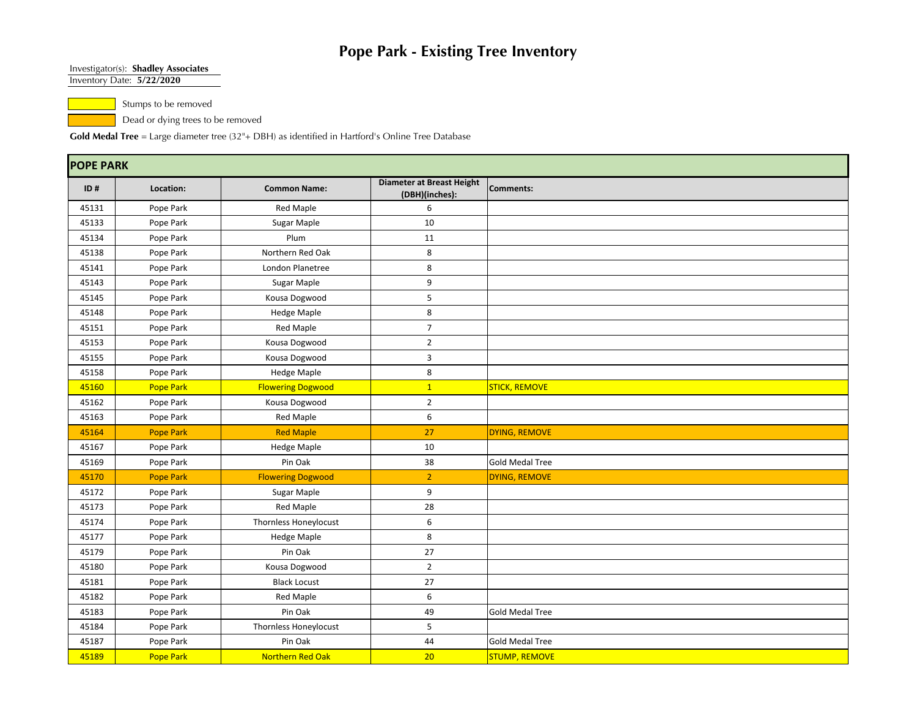# Pope Park - Existing Tree Inventory

Investigator(s): **Shadley Associates**
Inventory Date: **5/22/2020**

Stumps to be removed

Dead or dying trees to be removed

**Gold Medal Tree** = Large diameter tree (32"+ DBH) as identified in Hartford's Online Tree Database

## POPE PARK

| ID # | Location: | Common Name: | Diameter at Breast Height (DBH)(inches): | Comments: |
|---|---|---|---|---|
| 45131 | Pope Park | Red Maple | 6 | |
| 45133 | Pope Park | Sugar Maple | 10 | |
| 45134 | Pope Park | Plum | 11 | |
| 45138 | Pope Park | Northern Red Oak | 8 | |
| 45141 | Pope Park | London Planetree | 8 | |
| 45143 | Pope Park | Sugar Maple | 9 | |
| 45145 | Pope Park | Kousa Dogwood | 5 | |
| 45148 | Pope Park | Hedge Maple | 8 | |
| 45151 | Pope Park | Red Maple | 7 | |
| 45153 | Pope Park | Kousa Dogwood | 2 | |
| 45155 | Pope Park | Kousa Dogwood | 3 | |
| 45158 | Pope Park | Hedge Maple | 8 | |
| 45160 | Pope Park | Flowering Dogwood | 1 | STICK, REMOVE |
| 45162 | Pope Park | Kousa Dogwood | 2 | |
| 45163 | Pope Park | Red Maple | 6 | |
| 45164 | Pope Park | Red Maple | 27 | DYING, REMOVE |
| 45167 | Pope Park | Hedge Maple | 10 | |
| 45169 | Pope Park | Pin Oak | 38 | Gold Medal Tree |
| 45170 | Pope Park | Flowering Dogwood | 2 | DYING, REMOVE |
| 45172 | Pope Park | Sugar Maple | 9 | |
| 45173 | Pope Park | Red Maple | 28 | |
| 45174 | Pope Park | Thornless Honeylocust | 6 | |
| 45177 | Pope Park | Hedge Maple | 8 | |
| 45179 | Pope Park | Pin Oak | 27 | |
| 45180 | Pope Park | Kousa Dogwood | 2 | |
| 45181 | Pope Park | Black Locust | 27 | |
| 45182 | Pope Park | Red Maple | 6 | |
| 45183 | Pope Park | Pin Oak | 49 | Gold Medal Tree |
| 45184 | Pope Park | Thornless Honeylocust | 5 | |
| 45187 | Pope Park | Pin Oak | 44 | Gold Medal Tree |
| 45189 | Pope Park | Northern Red Oak | 20 | STUMP, REMOVE |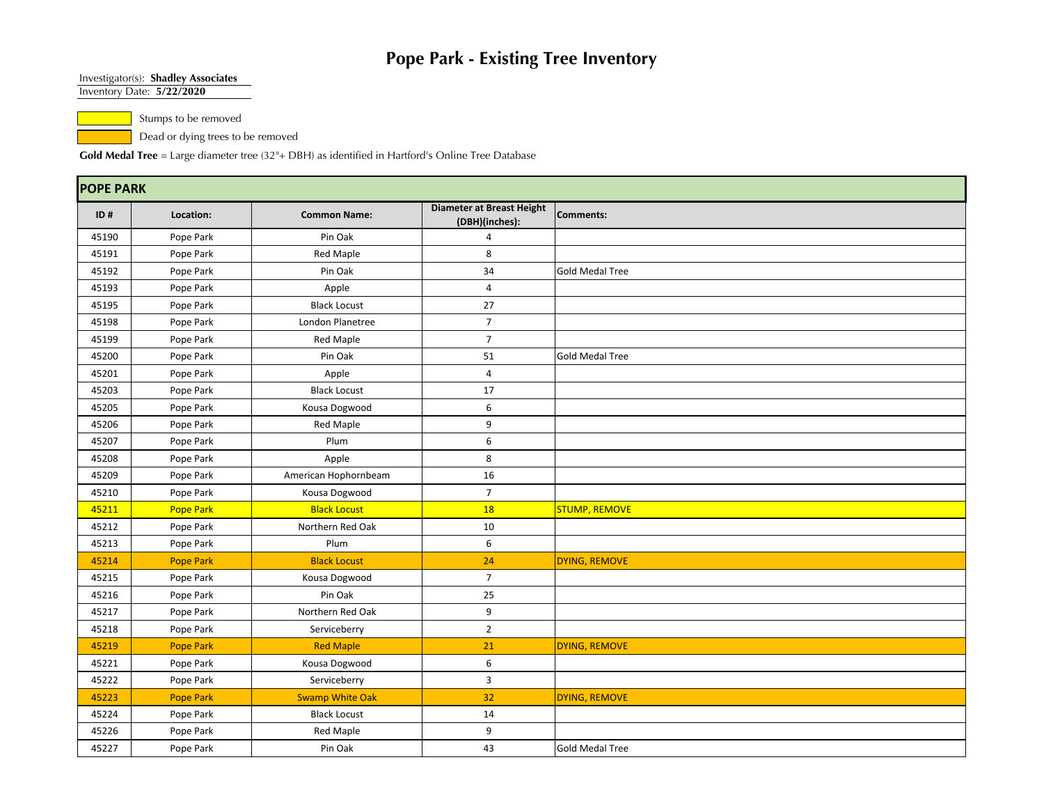# Pope Park - Existing Tree Inventory

Investigator(s): **Shadley Associates**
Inventory Date: **5/22/2020**

Stumps to be removed

Dead or dying trees to be removed

**Gold Medal Tree** = Large diameter tree (32"+ DBH) as identified in Hartford's Online Tree Database

## POPE PARK

| ID # | Location: | Common Name: | Diameter at Breast Height (DBH)(inches): | Comments: |
|---|---|---|---|---|
| 45190 | Pope Park | Pin Oak | 4 | |
| 45191 | Pope Park | Red Maple | 8 | |
| 45192 | Pope Park | Pin Oak | 34 | Gold Medal Tree |
| 45193 | Pope Park | Apple | 4 | |
| 45195 | Pope Park | Black Locust | 27 | |
| 45198 | Pope Park | London Planetree | 7 | |
| 45199 | Pope Park | Red Maple | 7 | |
| 45200 | Pope Park | Pin Oak | 51 | Gold Medal Tree |
| 45201 | Pope Park | Apple | 4 | |
| 45203 | Pope Park | Black Locust | 17 | |
| 45205 | Pope Park | Kousa Dogwood | 6 | |
| 45206 | Pope Park | Red Maple | 9 | |
| 45207 | Pope Park | Plum | 6 | |
| 45208 | Pope Park | Apple | 8 | |
| 45209 | Pope Park | American Hophornbeam | 16 | |
| 45210 | Pope Park | Kousa Dogwood | 7 | |
| 45211 | Pope Park | Black Locust | 18 | STUMP, REMOVE |
| 45212 | Pope Park | Northern Red Oak | 10 | |
| 45213 | Pope Park | Plum | 6 | |
| 45214 | Pope Park | Black Locust | 24 | DYING, REMOVE |
| 45215 | Pope Park | Kousa Dogwood | 7 | |
| 45216 | Pope Park | Pin Oak | 25 | |
| 45217 | Pope Park | Northern Red Oak | 9 | |
| 45218 | Pope Park | Serviceberry | 2 | |
| 45219 | Pope Park | Red Maple | 21 | DYING, REMOVE |
| 45221 | Pope Park | Kousa Dogwood | 6 | |
| 45222 | Pope Park | Serviceberry | 3 | |
| 45223 | Pope Park | Swamp White Oak | 32 | DYING, REMOVE |
| 45224 | Pope Park | Black Locust | 14 | |
| 45226 | Pope Park | Red Maple | 9 | |
| 45227 | Pope Park | Pin Oak | 43 | Gold Medal Tree |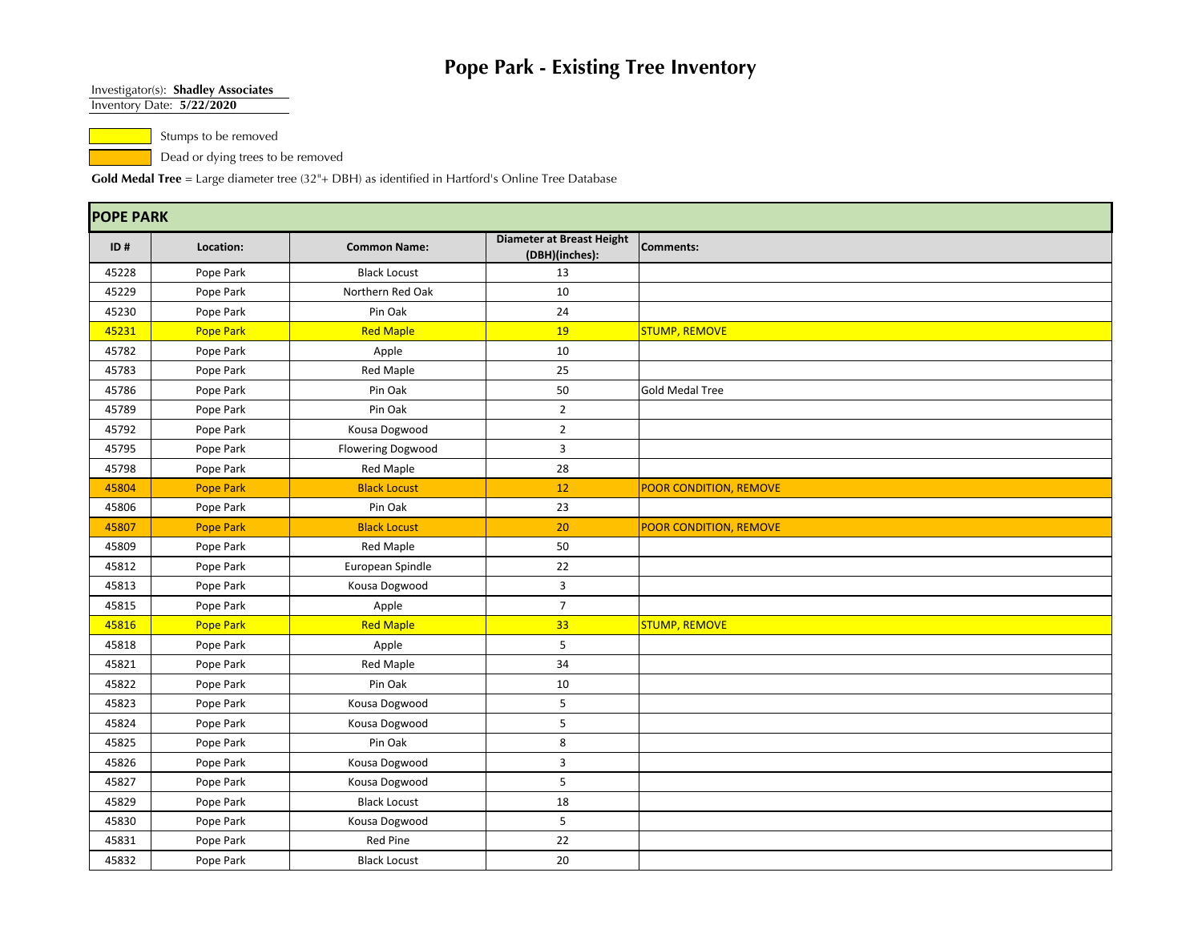# Pope Park - Existing Tree Inventory

Investigator(s): **Shadley Associates**
Inventory Date: **5/22/2020**

Stumps to be removed

Dead or dying trees to be removed

**Gold Medal Tree** = Large diameter tree (32"+ DBH) as identified in Hartford's Online Tree Database

## POPE PARK

| ID # | Location: | Common Name: | Diameter at Breast Height (DBH)(inches): | Comments: |
|---|---|---|---|---|
| 45228 | Pope Park | Black Locust | 13 | |
| 45229 | Pope Park | Northern Red Oak | 10 | |
| 45230 | Pope Park | Pin Oak | 24 | |
| 45231 | Pope Park | Red Maple | 19 | STUMP, REMOVE |
| 45782 | Pope Park | Apple | 10 | |
| 45783 | Pope Park | Red Maple | 25 | |
| 45786 | Pope Park | Pin Oak | 50 | Gold Medal Tree |
| 45789 | Pope Park | Pin Oak | 2 | |
| 45792 | Pope Park | Kousa Dogwood | 2 | |
| 45795 | Pope Park | Flowering Dogwood | 3 | |
| 45798 | Pope Park | Red Maple | 28 | |
| 45804 | Pope Park | Black Locust | 12 | POOR CONDITION, REMOVE |
| 45806 | Pope Park | Pin Oak | 23 | |
| 45807 | Pope Park | Black Locust | 20 | POOR CONDITION, REMOVE |
| 45809 | Pope Park | Red Maple | 50 | |
| 45812 | Pope Park | European Spindle | 22 | |
| 45813 | Pope Park | Kousa Dogwood | 3 | |
| 45815 | Pope Park | Apple | 7 | |
| 45816 | Pope Park | Red Maple | 33 | STUMP, REMOVE |
| 45818 | Pope Park | Apple | 5 | |
| 45821 | Pope Park | Red Maple | 34 | |
| 45822 | Pope Park | Pin Oak | 10 | |
| 45823 | Pope Park | Kousa Dogwood | 5 | |
| 45824 | Pope Park | Kousa Dogwood | 5 | |
| 45825 | Pope Park | Pin Oak | 8 | |
| 45826 | Pope Park | Kousa Dogwood | 3 | |
| 45827 | Pope Park | Kousa Dogwood | 5 | |
| 45829 | Pope Park | Black Locust | 18 | |
| 45830 | Pope Park | Kousa Dogwood | 5 | |
| 45831 | Pope Park | Red Pine | 22 | |
| 45832 | Pope Park | Black Locust | 20 | |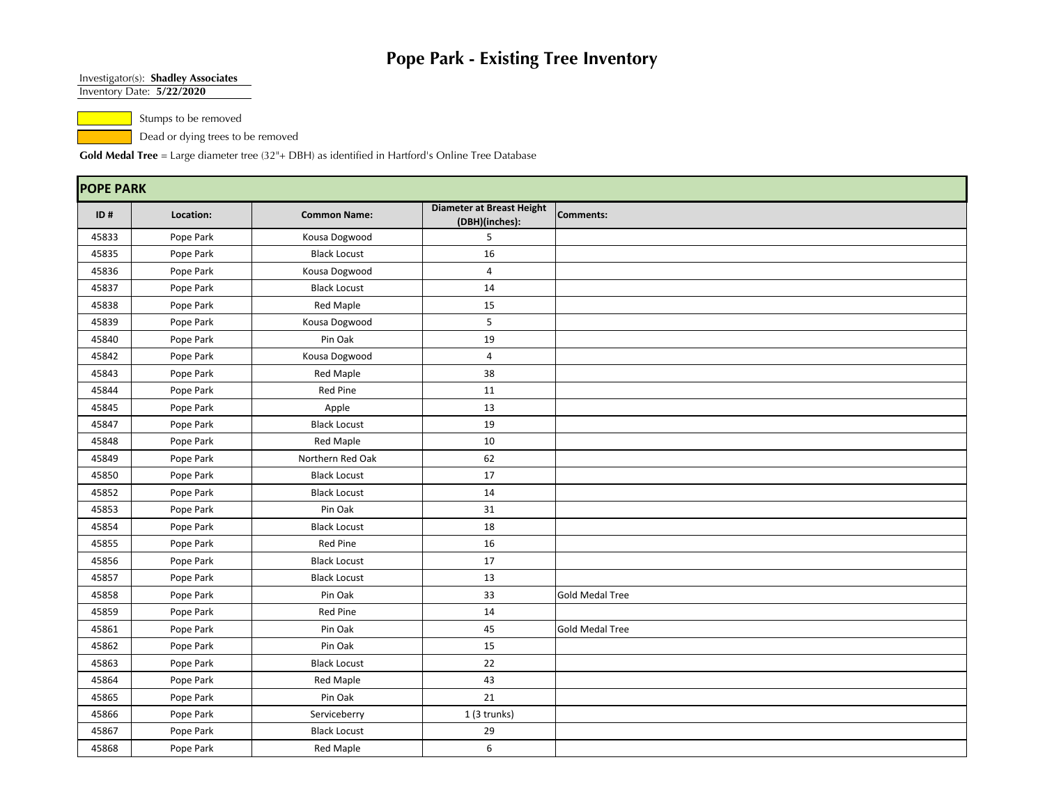# Pope Park - Existing Tree Inventory

Investigator(s): **Shadley Associates**
Inventory Date: **5/22/2020**

Stumps to be removed

Dead or dying trees to be removed

**Gold Medal Tree** = Large diameter tree (32"+ DBH) as identified in Hartford's Online Tree Database

**POPE PARK**

| ID # | Location: | Common Name: | Diameter at Breast Height (DBH)(inches): | Comments: |
|---|---|---|---|---|
| 45833 | Pope Park | Kousa Dogwood | 5 | |
| 45835 | Pope Park | Black Locust | 16 | |
| 45836 | Pope Park | Kousa Dogwood | 4 | |
| 45837 | Pope Park | Black Locust | 14 | |
| 45838 | Pope Park | Red Maple | 15 | |
| 45839 | Pope Park | Kousa Dogwood | 5 | |
| 45840 | Pope Park | Pin Oak | 19 | |
| 45842 | Pope Park | Kousa Dogwood | 4 | |
| 45843 | Pope Park | Red Maple | 38 | |
| 45844 | Pope Park | Red Pine | 11 | |
| 45845 | Pope Park | Apple | 13 | |
| 45847 | Pope Park | Black Locust | 19 | |
| 45848 | Pope Park | Red Maple | 10 | |
| 45849 | Pope Park | Northern Red Oak | 62 | |
| 45850 | Pope Park | Black Locust | 17 | |
| 45852 | Pope Park | Black Locust | 14 | |
| 45853 | Pope Park | Pin Oak | 31 | |
| 45854 | Pope Park | Black Locust | 18 | |
| 45855 | Pope Park | Red Pine | 16 | |
| 45856 | Pope Park | Black Locust | 17 | |
| 45857 | Pope Park | Black Locust | 13 | |
| 45858 | Pope Park | Pin Oak | 33 | Gold Medal Tree |
| 45859 | Pope Park | Red Pine | 14 | |
| 45861 | Pope Park | Pin Oak | 45 | Gold Medal Tree |
| 45862 | Pope Park | Pin Oak | 15 | |
| 45863 | Pope Park | Black Locust | 22 | |
| 45864 | Pope Park | Red Maple | 43 | |
| 45865 | Pope Park | Pin Oak | 21 | |
| 45866 | Pope Park | Serviceberry | 1 (3 trunks) | |
| 45867 | Pope Park | Black Locust | 29 | |
| 45868 | Pope Park | Red Maple | 6 | |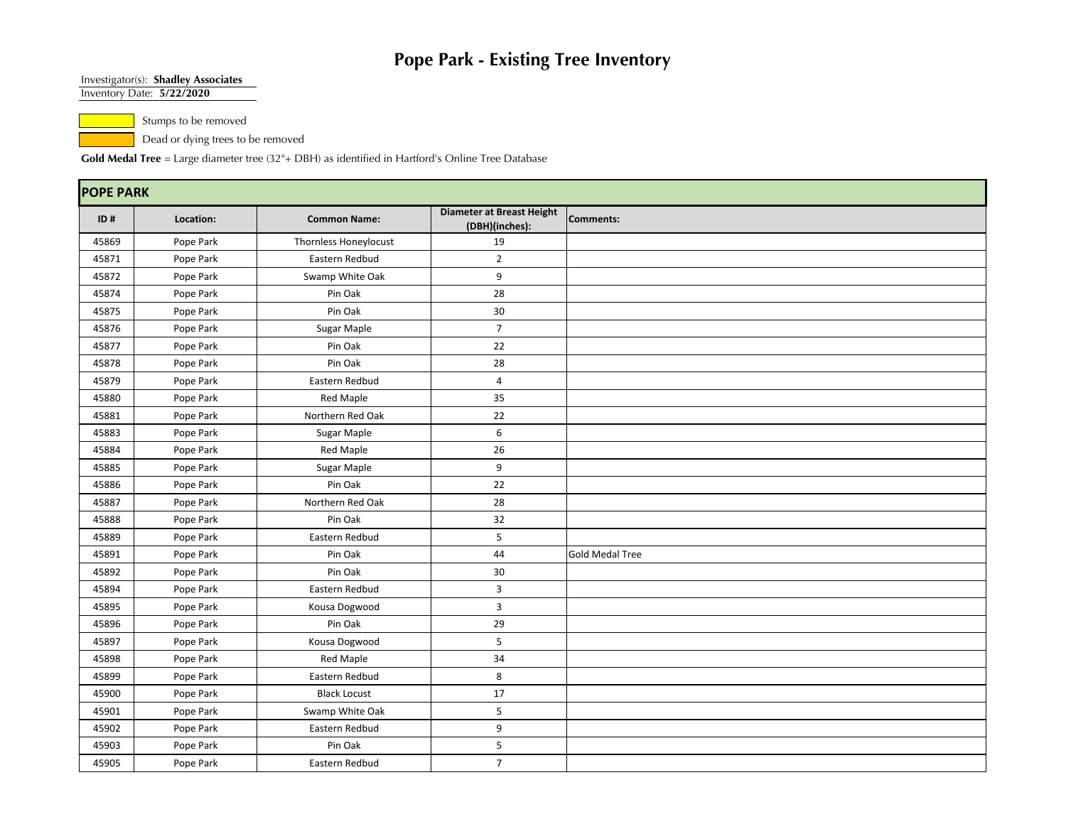# Pope Park - Existing Tree Inventory

Investigator(s): **Shadley Associates**
Inventory Date: **5/22/2020**

Stumps to be removed

Dead or dying trees to be removed

**Gold Medal Tree** = Large diameter tree (32"+ DBH) as identified in Hartford's Online Tree Database

**POPE PARK**

| ID # | Location: | Common Name: | Diameter at Breast Height (DBH)(inches): | Comments: |
|---|---|---|---|---|
| 45869 | Pope Park | Thornless Honeylocust | 19 | |
| 45871 | Pope Park | Eastern Redbud | 2 | |
| 45872 | Pope Park | Swamp White Oak | 9 | |
| 45874 | Pope Park | Pin Oak | 28 | |
| 45875 | Pope Park | Pin Oak | 30 | |
| 45876 | Pope Park | Sugar Maple | 7 | |
| 45877 | Pope Park | Pin Oak | 22 | |
| 45878 | Pope Park | Pin Oak | 28 | |
| 45879 | Pope Park | Eastern Redbud | 4 | |
| 45880 | Pope Park | Red Maple | 35 | |
| 45881 | Pope Park | Northern Red Oak | 22 | |
| 45883 | Pope Park | Sugar Maple | 6 | |
| 45884 | Pope Park | Red Maple | 26 | |
| 45885 | Pope Park | Sugar Maple | 9 | |
| 45886 | Pope Park | Pin Oak | 22 | |
| 45887 | Pope Park | Northern Red Oak | 28 | |
| 45888 | Pope Park | Pin Oak | 32 | |
| 45889 | Pope Park | Eastern Redbud | 5 | |
| 45891 | Pope Park | Pin Oak | 44 | Gold Medal Tree |
| 45892 | Pope Park | Pin Oak | 30 | |
| 45894 | Pope Park | Eastern Redbud | 3 | |
| 45895 | Pope Park | Kousa Dogwood | 3 | |
| 45896 | Pope Park | Pin Oak | 29 | |
| 45897 | Pope Park | Kousa Dogwood | 5 | |
| 45898 | Pope Park | Red Maple | 34 | |
| 45899 | Pope Park | Eastern Redbud | 8 | |
| 45900 | Pope Park | Black Locust | 17 | |
| 45901 | Pope Park | Swamp White Oak | 5 | |
| 45902 | Pope Park | Eastern Redbud | 9 | |
| 45903 | Pope Park | Pin Oak | 5 | |
| 45905 | Pope Park | Eastern Redbud | 7 | |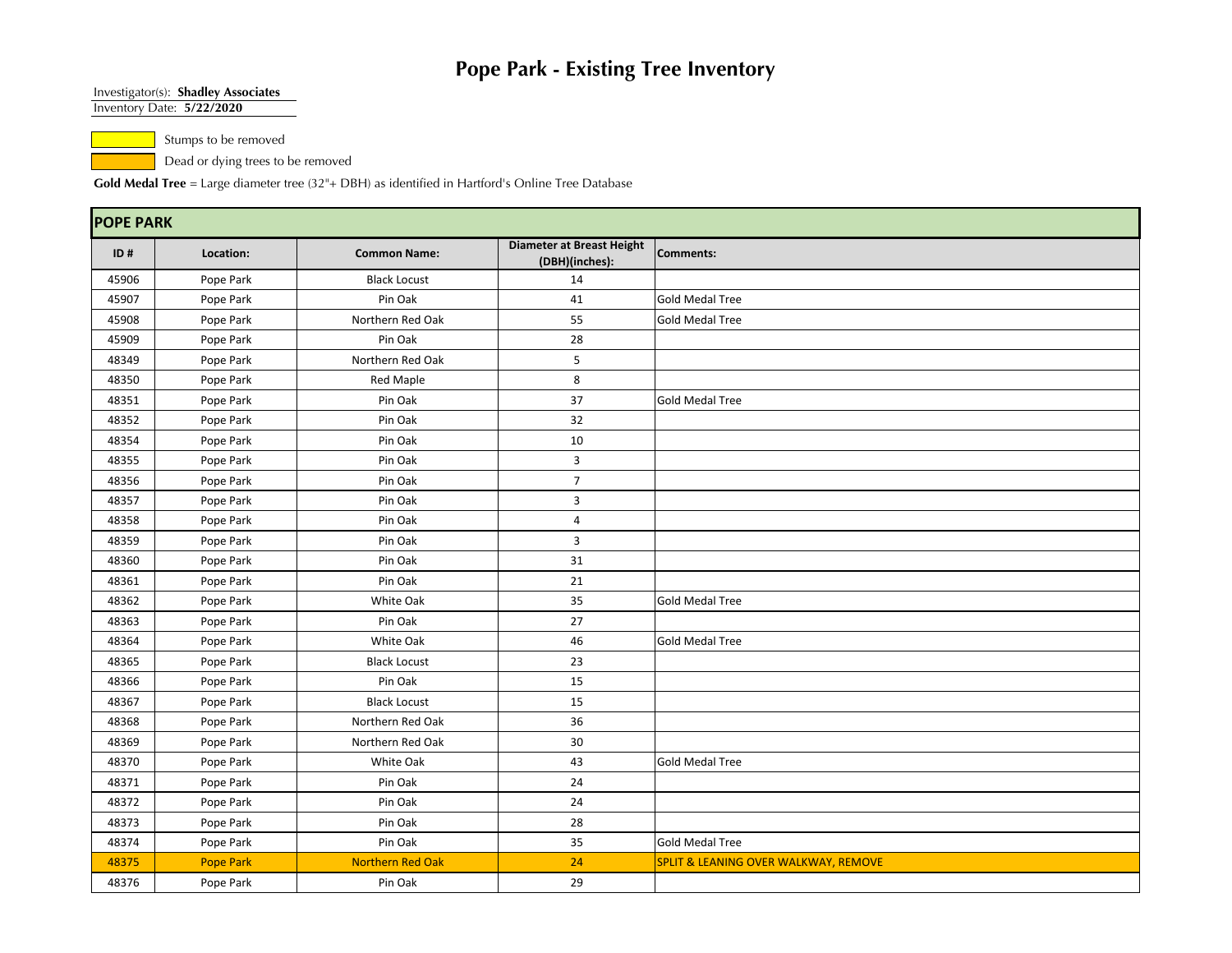# Pope Park - Existing Tree Inventory

Investigator(s): **Shadley Associates**
Inventory Date: **5/22/2020**

Stumps to be removed

Dead or dying trees to be removed

**Gold Medal Tree** = Large diameter tree (32"+ DBH) as identified in Hartford's Online Tree Database

| **POPE PARK** | | | | |
|---|---|---|---|---|
| **ID #** | **Location:** | **Common Name:** | **Diameter at Breast Height (DBH)(inches):** | **Comments:** |
| 45906 | Pope Park | Black Locust | 14 | |
| 45907 | Pope Park | Pin Oak | 41 | Gold Medal Tree |
| 45908 | Pope Park | Northern Red Oak | 55 | Gold Medal Tree |
| 45909 | Pope Park | Pin Oak | 28 | |
| 48349 | Pope Park | Northern Red Oak | 5 | |
| 48350 | Pope Park | Red Maple | 8 | |
| 48351 | Pope Park | Pin Oak | 37 | Gold Medal Tree |
| 48352 | Pope Park | Pin Oak | 32 | |
| 48354 | Pope Park | Pin Oak | 10 | |
| 48355 | Pope Park | Pin Oak | 3 | |
| 48356 | Pope Park | Pin Oak | 7 | |
| 48357 | Pope Park | Pin Oak | 3 | |
| 48358 | Pope Park | Pin Oak | 4 | |
| 48359 | Pope Park | Pin Oak | 3 | |
| 48360 | Pope Park | Pin Oak | 31 | |
| 48361 | Pope Park | Pin Oak | 21 | |
| 48362 | Pope Park | White Oak | 35 | Gold Medal Tree |
| 48363 | Pope Park | Pin Oak | 27 | |
| 48364 | Pope Park | White Oak | 46 | Gold Medal Tree |
| 48365 | Pope Park | Black Locust | 23 | |
| 48366 | Pope Park | Pin Oak | 15 | |
| 48367 | Pope Park | Black Locust | 15 | |
| 48368 | Pope Park | Northern Red Oak | 36 | |
| 48369 | Pope Park | Northern Red Oak | 30 | |
| 48370 | Pope Park | White Oak | 43 | Gold Medal Tree |
| 48371 | Pope Park | Pin Oak | 24 | |
| 48372 | Pope Park | Pin Oak | 24 | |
| 48373 | Pope Park | Pin Oak | 28 | |
| 48374 | Pope Park | Pin Oak | 35 | Gold Medal Tree |
| 48375 | Pope Park | Northern Red Oak | 24 | SPLIT & LEANING OVER WALKWAY, REMOVE |
| 48376 | Pope Park | Pin Oak | 29 | |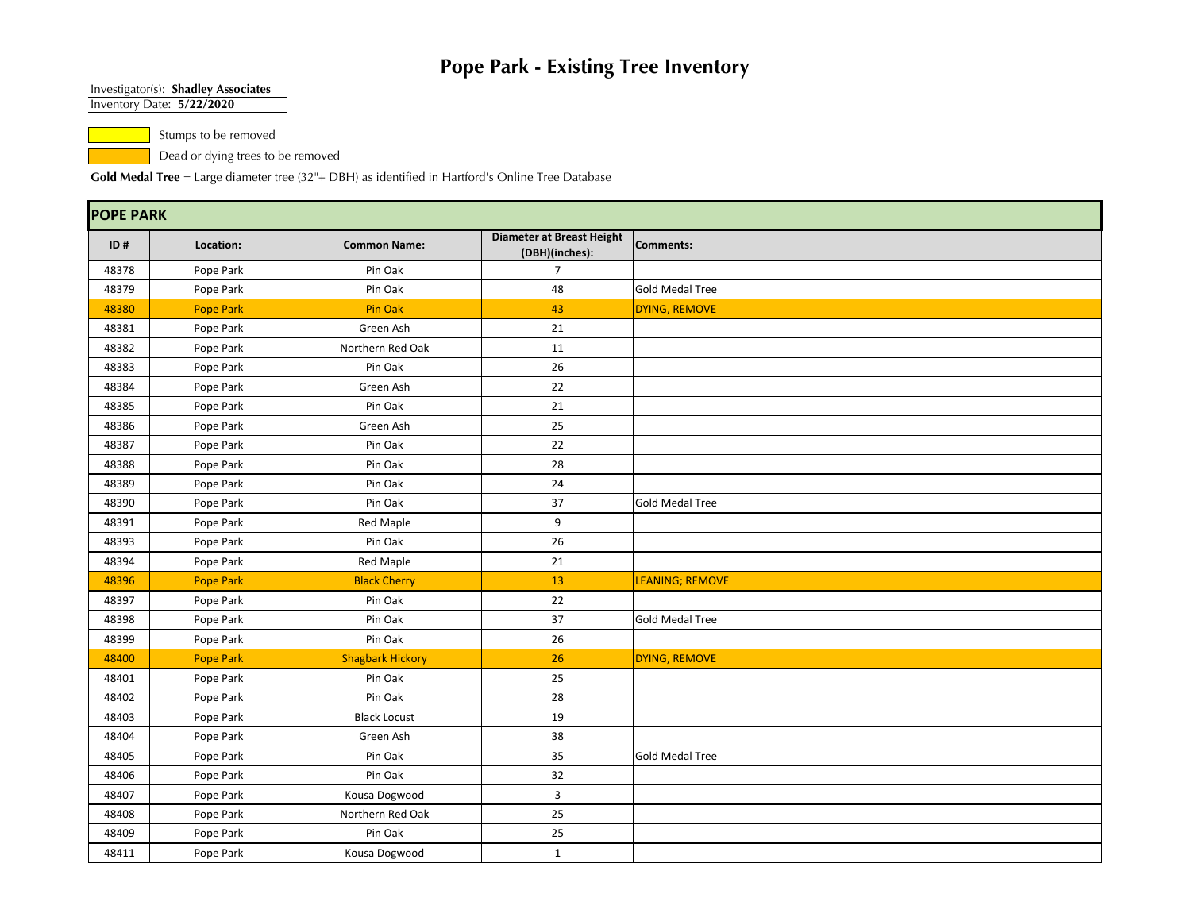# Pope Park - Existing Tree Inventory

Investigator(s): **Shadley Associates**
Inventory Date: **5/22/2020**

Stumps to be removed

Dead or dying trees to be removed

**Gold Medal Tree** = Large diameter tree (32"+ DBH) as identified in Hartford's Online Tree Database

## POPE PARK

| ID # | Location: | Common Name: | Diameter at Breast Height (DBH)(inches): | Comments: |
|---|---|---|---|---|
| 48378 | Pope Park | Pin Oak | 7 | |
| 48379 | Pope Park | Pin Oak | 48 | Gold Medal Tree |
| 48380 | Pope Park | Pin Oak | 43 | DYING, REMOVE |
| 48381 | Pope Park | Green Ash | 21 | |
| 48382 | Pope Park | Northern Red Oak | 11 | |
| 48383 | Pope Park | Pin Oak | 26 | |
| 48384 | Pope Park | Green Ash | 22 | |
| 48385 | Pope Park | Pin Oak | 21 | |
| 48386 | Pope Park | Green Ash | 25 | |
| 48387 | Pope Park | Pin Oak | 22 | |
| 48388 | Pope Park | Pin Oak | 28 | |
| 48389 | Pope Park | Pin Oak | 24 | |
| 48390 | Pope Park | Pin Oak | 37 | Gold Medal Tree |
| 48391 | Pope Park | Red Maple | 9 | |
| 48393 | Pope Park | Pin Oak | 26 | |
| 48394 | Pope Park | Red Maple | 21 | |
| 48396 | Pope Park | Black Cherry | 13 | LEANING; REMOVE |
| 48397 | Pope Park | Pin Oak | 22 | |
| 48398 | Pope Park | Pin Oak | 37 | Gold Medal Tree |
| 48399 | Pope Park | Pin Oak | 26 | |
| 48400 | Pope Park | Shagbark Hickory | 26 | DYING, REMOVE |
| 48401 | Pope Park | Pin Oak | 25 | |
| 48402 | Pope Park | Pin Oak | 28 | |
| 48403 | Pope Park | Black Locust | 19 | |
| 48404 | Pope Park | Green Ash | 38 | |
| 48405 | Pope Park | Pin Oak | 35 | Gold Medal Tree |
| 48406 | Pope Park | Pin Oak | 32 | |
| 48407 | Pope Park | Kousa Dogwood | 3 | |
| 48408 | Pope Park | Northern Red Oak | 25 | |
| 48409 | Pope Park | Pin Oak | 25 | |
| 48411 | Pope Park | Kousa Dogwood | 1 | |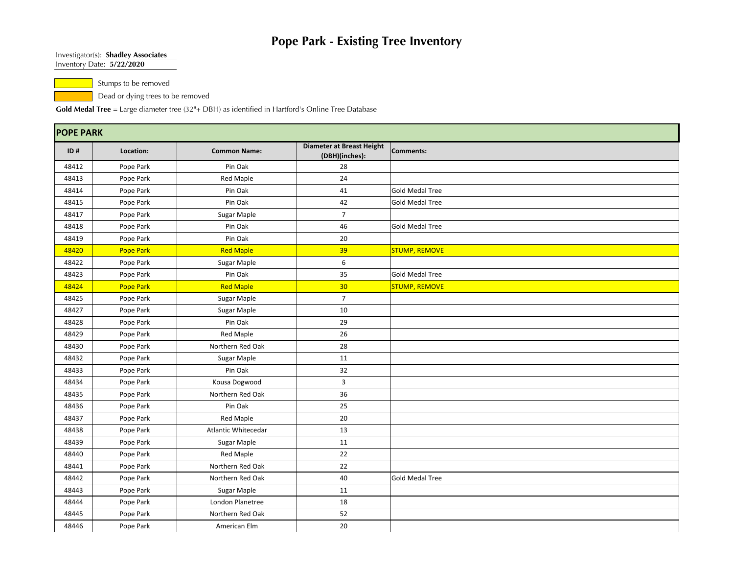# Pope Park - Existing Tree Inventory

Investigator(s): **Shadley Associates**
Inventory Date: **5/22/2020**

Stumps to be removed

Dead or dying trees to be removed

**Gold Medal Tree** = Large diameter tree (32"+ DBH) as identified in Hartford's Online Tree Database

| POPE PARK | | | | |
|---|---|---|---|---|
| **ID #** | **Location:** | **Common Name:** | **Diameter at Breast Height (DBH)(inches):** | **Comments:** |
| 48412 | Pope Park | Pin Oak | 28 | |
| 48413 | Pope Park | Red Maple | 24 | |
| 48414 | Pope Park | Pin Oak | 41 | Gold Medal Tree |
| 48415 | Pope Park | Pin Oak | 42 | Gold Medal Tree |
| 48417 | Pope Park | Sugar Maple | 7 | |
| 48418 | Pope Park | Pin Oak | 46 | Gold Medal Tree |
| 48419 | Pope Park | Pin Oak | 20 | |
| 48420 | Pope Park | Red Maple | 39 | STUMP, REMOVE |
| 48422 | Pope Park | Sugar Maple | 6 | |
| 48423 | Pope Park | Pin Oak | 35 | Gold Medal Tree |
| 48424 | Pope Park | Red Maple | 30 | STUMP, REMOVE |
| 48425 | Pope Park | Sugar Maple | 7 | |
| 48427 | Pope Park | Sugar Maple | 10 | |
| 48428 | Pope Park | Pin Oak | 29 | |
| 48429 | Pope Park | Red Maple | 26 | |
| 48430 | Pope Park | Northern Red Oak | 28 | |
| 48432 | Pope Park | Sugar Maple | 11 | |
| 48433 | Pope Park | Pin Oak | 32 | |
| 48434 | Pope Park | Kousa Dogwood | 3 | |
| 48435 | Pope Park | Northern Red Oak | 36 | |
| 48436 | Pope Park | Pin Oak | 25 | |
| 48437 | Pope Park | Red Maple | 20 | |
| 48438 | Pope Park | Atlantic Whitecedar | 13 | |
| 48439 | Pope Park | Sugar Maple | 11 | |
| 48440 | Pope Park | Red Maple | 22 | |
| 48441 | Pope Park | Northern Red Oak | 22 | |
| 48442 | Pope Park | Northern Red Oak | 40 | Gold Medal Tree |
| 48443 | Pope Park | Sugar Maple | 11 | |
| 48444 | Pope Park | London Planetree | 18 | |
| 48445 | Pope Park | Northern Red Oak | 52 | |
| 48446 | Pope Park | American Elm | 20 | |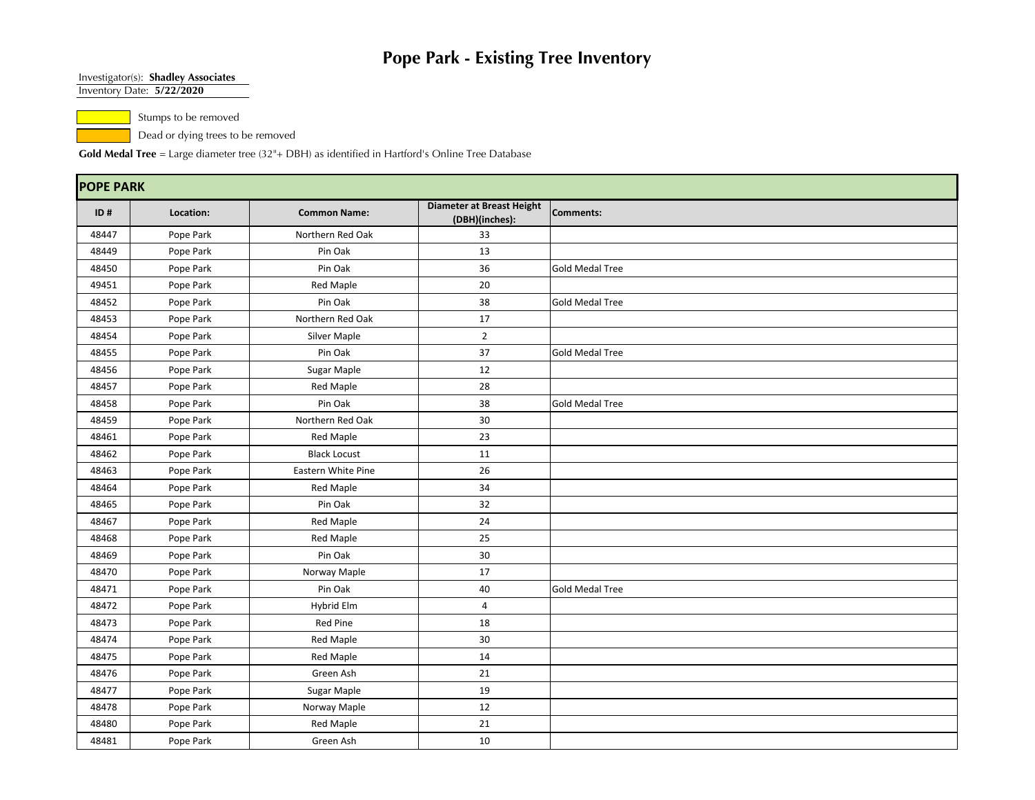# Pope Park - Existing Tree Inventory

Investigator(s): **Shadley Associates**
Inventory Date: **5/22/2020**

Stumps to be removed

Dead or dying trees to be removed

**Gold Medal Tree** = Large diameter tree (32"+ DBH) as identified in Hartford's Online Tree Database

| POPE PARK | | | | |
|---|---|---|---|---|
| **ID #** | **Location:** | **Common Name:** | **Diameter at Breast Height (DBH)(inches):** | **Comments:** |
| 48447 | Pope Park | Northern Red Oak | 33 | |
| 48449 | Pope Park | Pin Oak | 13 | |
| 48450 | Pope Park | Pin Oak | 36 | Gold Medal Tree |
| 49451 | Pope Park | Red Maple | 20 | |
| 48452 | Pope Park | Pin Oak | 38 | Gold Medal Tree |
| 48453 | Pope Park | Northern Red Oak | 17 | |
| 48454 | Pope Park | Silver Maple | 2 | |
| 48455 | Pope Park | Pin Oak | 37 | Gold Medal Tree |
| 48456 | Pope Park | Sugar Maple | 12 | |
| 48457 | Pope Park | Red Maple | 28 | |
| 48458 | Pope Park | Pin Oak | 38 | Gold Medal Tree |
| 48459 | Pope Park | Northern Red Oak | 30 | |
| 48461 | Pope Park | Red Maple | 23 | |
| 48462 | Pope Park | Black Locust | 11 | |
| 48463 | Pope Park | Eastern White Pine | 26 | |
| 48464 | Pope Park | Red Maple | 34 | |
| 48465 | Pope Park | Pin Oak | 32 | |
| 48467 | Pope Park | Red Maple | 24 | |
| 48468 | Pope Park | Red Maple | 25 | |
| 48469 | Pope Park | Pin Oak | 30 | |
| 48470 | Pope Park | Norway Maple | 17 | |
| 48471 | Pope Park | Pin Oak | 40 | Gold Medal Tree |
| 48472 | Pope Park | Hybrid Elm | 4 | |
| 48473 | Pope Park | Red Pine | 18 | |
| 48474 | Pope Park | Red Maple | 30 | |
| 48475 | Pope Park | Red Maple | 14 | |
| 48476 | Pope Park | Green Ash | 21 | |
| 48477 | Pope Park | Sugar Maple | 19 | |
| 48478 | Pope Park | Norway Maple | 12 | |
| 48480 | Pope Park | Red Maple | 21 | |
| 48481 | Pope Park | Green Ash | 10 | |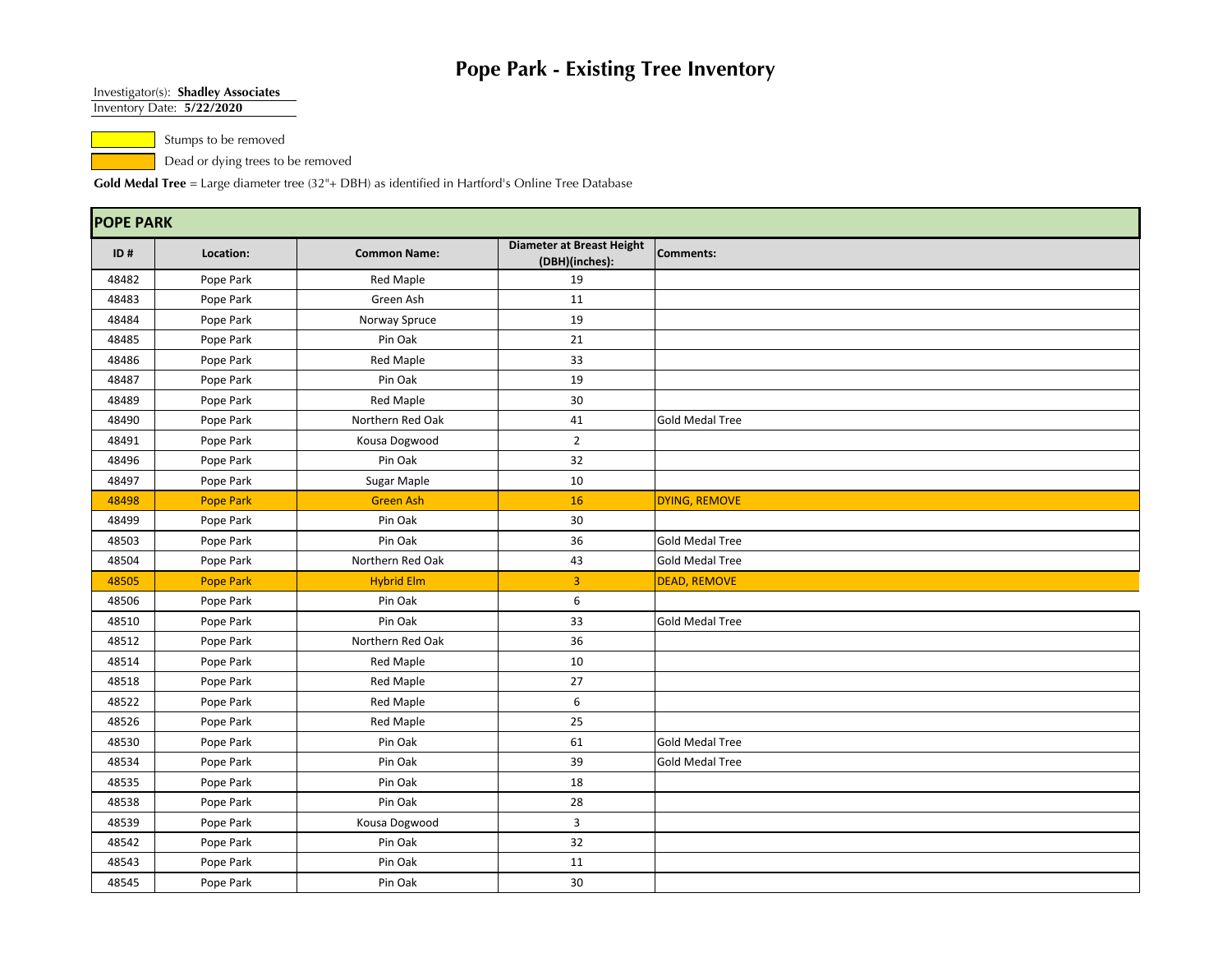# Pope Park - Existing Tree Inventory

Investigator(s): **Shadley Associates**
Inventory Date: **5/22/2020**

Stumps to be removed

Dead or dying trees to be removed

**Gold Medal Tree** = Large diameter tree (32"+ DBH) as identified in Hartford's Online Tree Database

**POPE PARK**

| ID # | Location: | Common Name: | Diameter at Breast Height (DBH)(inches): | Comments: |
|---|---|---|---|---|
| 48482 | Pope Park | Red Maple | 19 | |
| 48483 | Pope Park | Green Ash | 11 | |
| 48484 | Pope Park | Norway Spruce | 19 | |
| 48485 | Pope Park | Pin Oak | 21 | |
| 48486 | Pope Park | Red Maple | 33 | |
| 48487 | Pope Park | Pin Oak | 19 | |
| 48489 | Pope Park | Red Maple | 30 | |
| 48490 | Pope Park | Northern Red Oak | 41 | Gold Medal Tree |
| 48491 | Pope Park | Kousa Dogwood | 2 | |
| 48496 | Pope Park | Pin Oak | 32 | |
| 48497 | Pope Park | Sugar Maple | 10 | |
| 48498 | Pope Park | Green Ash | 16 | DYING, REMOVE |
| 48499 | Pope Park | Pin Oak | 30 | |
| 48503 | Pope Park | Pin Oak | 36 | Gold Medal Tree |
| 48504 | Pope Park | Northern Red Oak | 43 | Gold Medal Tree |
| 48505 | Pope Park | Hybrid Elm | 3 | DEAD, REMOVE |
| 48506 | Pope Park | Pin Oak | 6 | |
| 48510 | Pope Park | Pin Oak | 33 | Gold Medal Tree |
| 48512 | Pope Park | Northern Red Oak | 36 | |
| 48514 | Pope Park | Red Maple | 10 | |
| 48518 | Pope Park | Red Maple | 27 | |
| 48522 | Pope Park | Red Maple | 6 | |
| 48526 | Pope Park | Red Maple | 25 | |
| 48530 | Pope Park | Pin Oak | 61 | Gold Medal Tree |
| 48534 | Pope Park | Pin Oak | 39 | Gold Medal Tree |
| 48535 | Pope Park | Pin Oak | 18 | |
| 48538 | Pope Park | Pin Oak | 28 | |
| 48539 | Pope Park | Kousa Dogwood | 3 | |
| 48542 | Pope Park | Pin Oak | 32 | |
| 48543 | Pope Park | Pin Oak | 11 | |
| 48545 | Pope Park | Pin Oak | 30 | |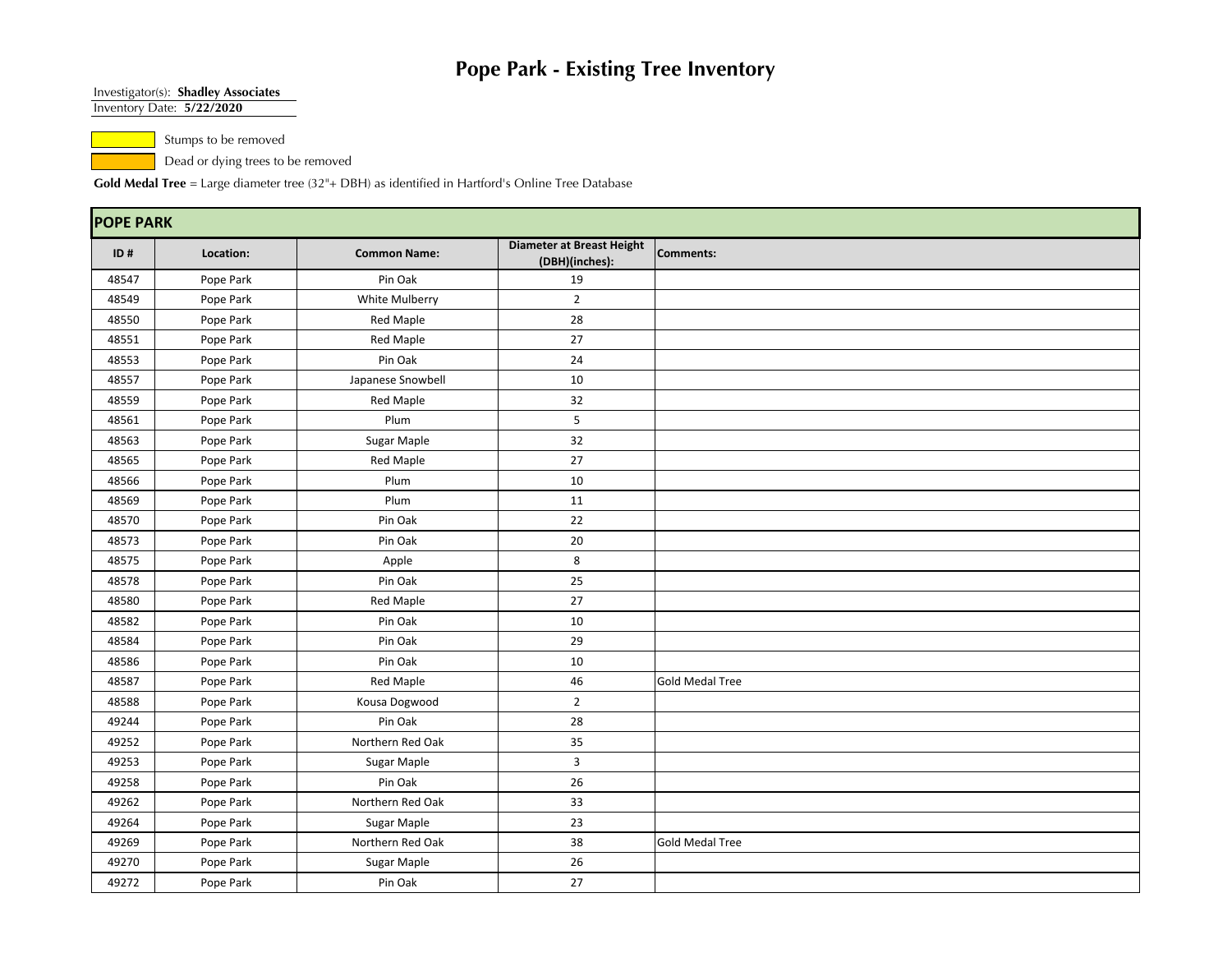# Pope Park - Existing Tree Inventory

Investigator(s): **Shadley Associates**
Inventory Date: **5/22/2020**

Stumps to be removed

Dead or dying trees to be removed

**Gold Medal Tree** = Large diameter tree (32"+ DBH) as identified in Hartford's Online Tree Database

| **POPE PARK** | | | | |
|---|---|---|---|---|
| **ID #** | **Location:** | **Common Name:** | **Diameter at Breast Height (DBH)(inches):** | **Comments:** |
| 48547 | Pope Park | Pin Oak | 19 | |
| 48549 | Pope Park | White Mulberry | 2 | |
| 48550 | Pope Park | Red Maple | 28 | |
| 48551 | Pope Park | Red Maple | 27 | |
| 48553 | Pope Park | Pin Oak | 24 | |
| 48557 | Pope Park | Japanese Snowbell | 10 | |
| 48559 | Pope Park | Red Maple | 32 | |
| 48561 | Pope Park | Plum | 5 | |
| 48563 | Pope Park | Sugar Maple | 32 | |
| 48565 | Pope Park | Red Maple | 27 | |
| 48566 | Pope Park | Plum | 10 | |
| 48569 | Pope Park | Plum | 11 | |
| 48570 | Pope Park | Pin Oak | 22 | |
| 48573 | Pope Park | Pin Oak | 20 | |
| 48575 | Pope Park | Apple | 8 | |
| 48578 | Pope Park | Pin Oak | 25 | |
| 48580 | Pope Park | Red Maple | 27 | |
| 48582 | Pope Park | Pin Oak | 10 | |
| 48584 | Pope Park | Pin Oak | 29 | |
| 48586 | Pope Park | Pin Oak | 10 | |
| 48587 | Pope Park | Red Maple | 46 | Gold Medal Tree |
| 48588 | Pope Park | Kousa Dogwood | 2 | |
| 49244 | Pope Park | Pin Oak | 28 | |
| 49252 | Pope Park | Northern Red Oak | 35 | |
| 49253 | Pope Park | Sugar Maple | 3 | |
| 49258 | Pope Park | Pin Oak | 26 | |
| 49262 | Pope Park | Northern Red Oak | 33 | |
| 49264 | Pope Park | Sugar Maple | 23 | |
| 49269 | Pope Park | Northern Red Oak | 38 | Gold Medal Tree |
| 49270 | Pope Park | Sugar Maple | 26 | |
| 49272 | Pope Park | Pin Oak | 27 | |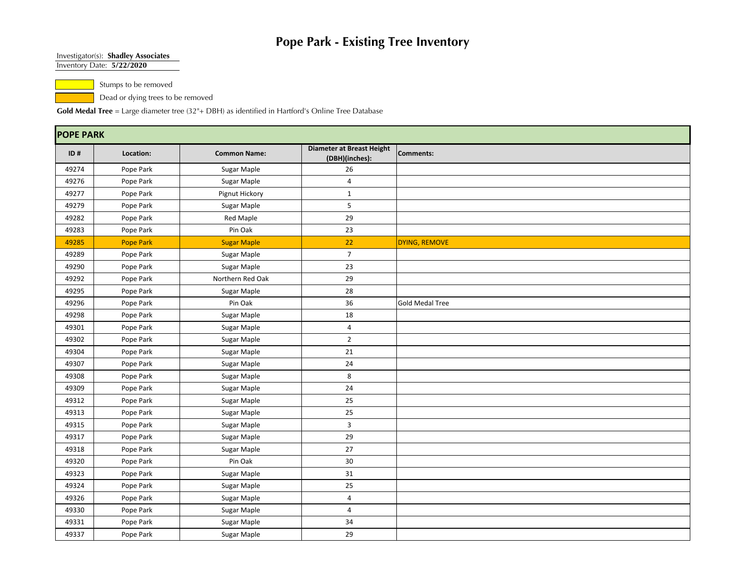# Pope Park - Existing Tree Inventory

Investigator(s): **Shadley Associates**
Inventory Date: **5/22/2020**

Stumps to be removed

Dead or dying trees to be removed

**Gold Medal Tree** = Large diameter tree (32"+ DBH) as identified in Hartford's Online Tree Database

## POPE PARK

| ID # | Location: | Common Name: | Diameter at Breast Height (DBH)(inches): | Comments: |
|---|---|---|---|---|
| 49274 | Pope Park | Sugar Maple | 26 | |
| 49276 | Pope Park | Sugar Maple | 4 | |
| 49277 | Pope Park | Pignut Hickory | 1 | |
| 49279 | Pope Park | Sugar Maple | 5 | |
| 49282 | Pope Park | Red Maple | 29 | |
| 49283 | Pope Park | Pin Oak | 23 | |
| 49285 | Pope Park | Sugar Maple | 22 | DYING, REMOVE |
| 49289 | Pope Park | Sugar Maple | 7 | |
| 49290 | Pope Park | Sugar Maple | 23 | |
| 49292 | Pope Park | Northern Red Oak | 29 | |
| 49295 | Pope Park | Sugar Maple | 28 | |
| 49296 | Pope Park | Pin Oak | 36 | Gold Medal Tree |
| 49298 | Pope Park | Sugar Maple | 18 | |
| 49301 | Pope Park | Sugar Maple | 4 | |
| 49302 | Pope Park | Sugar Maple | 2 | |
| 49304 | Pope Park | Sugar Maple | 21 | |
| 49307 | Pope Park | Sugar Maple | 24 | |
| 49308 | Pope Park | Sugar Maple | 8 | |
| 49309 | Pope Park | Sugar Maple | 24 | |
| 49312 | Pope Park | Sugar Maple | 25 | |
| 49313 | Pope Park | Sugar Maple | 25 | |
| 49315 | Pope Park | Sugar Maple | 3 | |
| 49317 | Pope Park | Sugar Maple | 29 | |
| 49318 | Pope Park | Sugar Maple | 27 | |
| 49320 | Pope Park | Pin Oak | 30 | |
| 49323 | Pope Park | Sugar Maple | 31 | |
| 49324 | Pope Park | Sugar Maple | 25 | |
| 49326 | Pope Park | Sugar Maple | 4 | |
| 49330 | Pope Park | Sugar Maple | 4 | |
| 49331 | Pope Park | Sugar Maple | 34 | |
| 49337 | Pope Park | Sugar Maple | 29 | |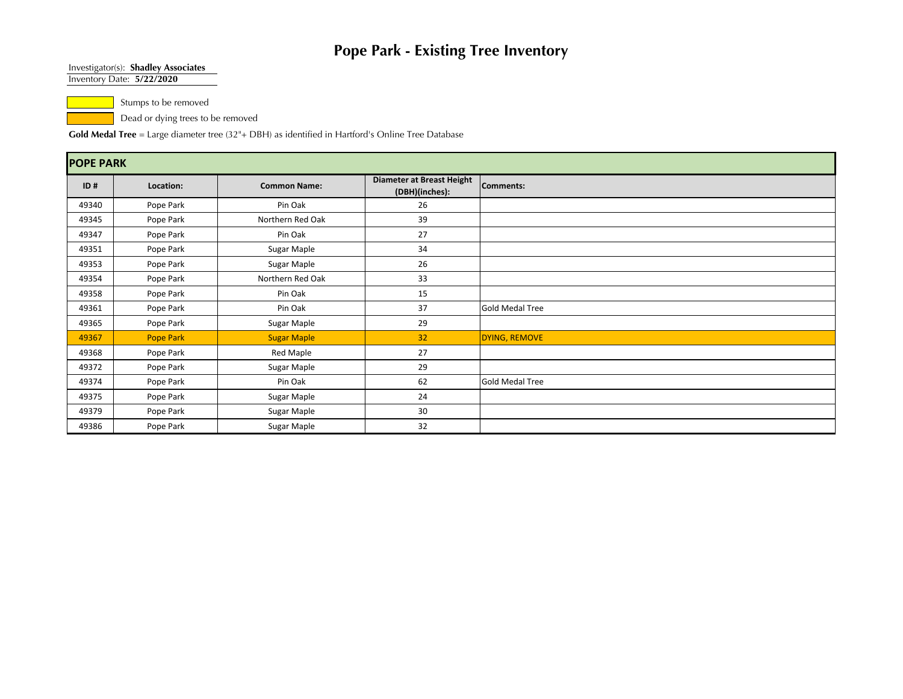# Pope Park - Existing Tree Inventory

Investigator(s): **Shadley Associates**
Inventory Date: **5/22/2020**

Stumps to be removed

Dead or dying trees to be removed

**Gold Medal Tree** = Large diameter tree (32"+ DBH) as identified in Hartford's Online Tree Database

**POPE PARK**

| ID # | Location: | Common Name: | Diameter at Breast Height (DBH)(inches): | Comments: |
|---|---|---|---|---|
| 49340 | Pope Park | Pin Oak | 26 | |
| 49345 | Pope Park | Northern Red Oak | 39 | |
| 49347 | Pope Park | Pin Oak | 27 | |
| 49351 | Pope Park | Sugar Maple | 34 | |
| 49353 | Pope Park | Sugar Maple | 26 | |
| 49354 | Pope Park | Northern Red Oak | 33 | |
| 49358 | Pope Park | Pin Oak | 15 | |
| 49361 | Pope Park | Pin Oak | 37 | Gold Medal Tree |
| 49365 | Pope Park | Sugar Maple | 29 | |
| 49367 | Pope Park | Sugar Maple | 32 | DYING, REMOVE |
| 49368 | Pope Park | Red Maple | 27 | |
| 49372 | Pope Park | Sugar Maple | 29 | |
| 49374 | Pope Park | Pin Oak | 62 | Gold Medal Tree |
| 49375 | Pope Park | Sugar Maple | 24 | |
| 49379 | Pope Park | Sugar Maple | 30 | |
| 49386 | Pope Park | Sugar Maple | 32 | |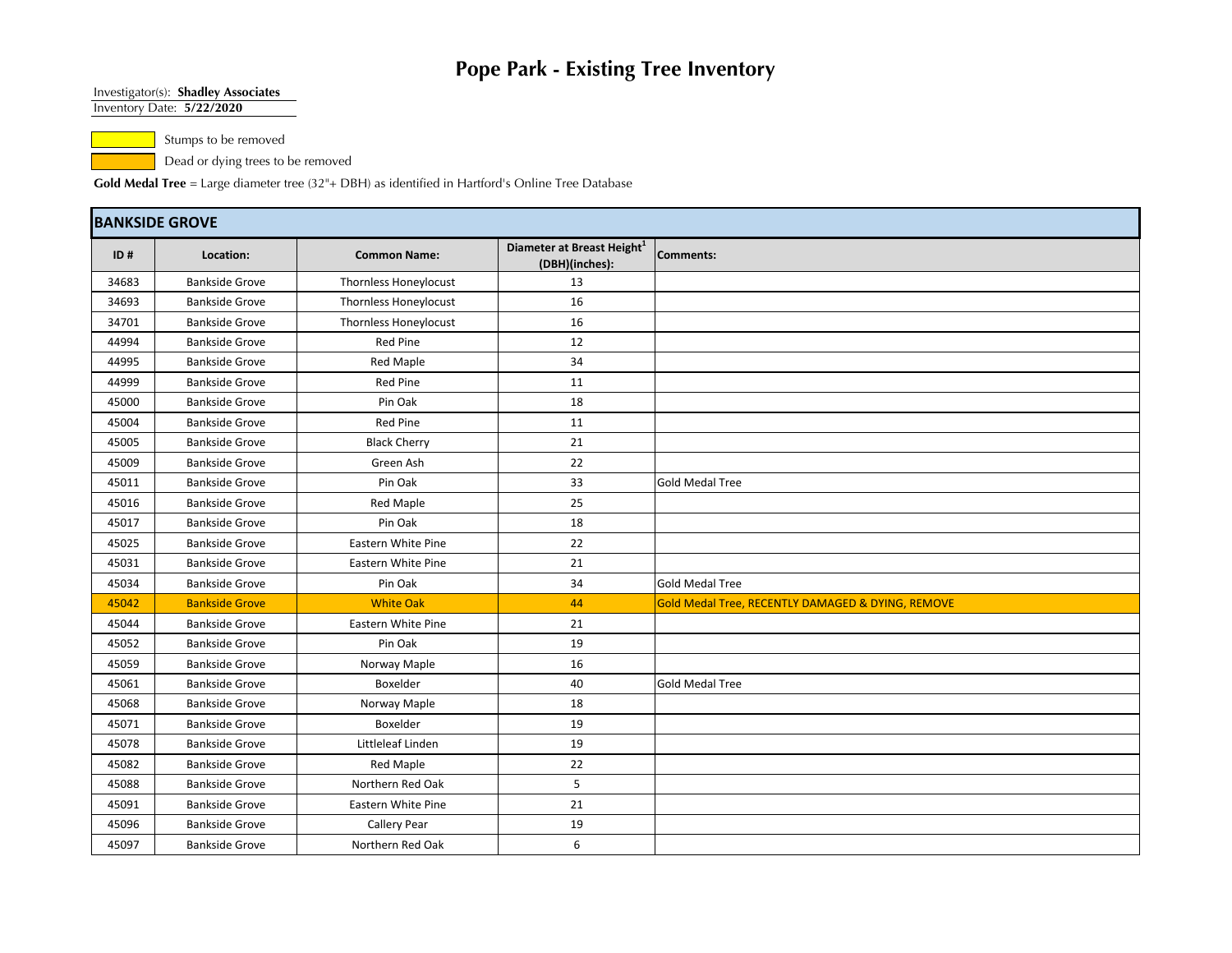# Pope Park - Existing Tree Inventory

Investigator(s): **Shadley Associates**
Inventory Date: **5/22/2020**

Stumps to be removed

Dead or dying trees to be removed

**Gold Medal Tree** = Large diameter tree (32"+ DBH) as identified in Hartford's Online Tree Database

## BANKSIDE GROVE

| ID # | Location: | Common Name: | Diameter at Breast Height[1] (DBH)(inches): | Comments: |
|---|---|---|---|---|
| 34683 | Bankside Grove | Thornless Honeylocust | 13 | |
| 34693 | Bankside Grove | Thornless Honeylocust | 16 | |
| 34701 | Bankside Grove | Thornless Honeylocust | 16 | |
| 44994 | Bankside Grove | Red Pine | 12 | |
| 44995 | Bankside Grove | Red Maple | 34 | |
| 44999 | Bankside Grove | Red Pine | 11 | |
| 45000 | Bankside Grove | Pin Oak | 18 | |
| 45004 | Bankside Grove | Red Pine | 11 | |
| 45005 | Bankside Grove | Black Cherry | 21 | |
| 45009 | Bankside Grove | Green Ash | 22 | |
| 45011 | Bankside Grove | Pin Oak | 33 | Gold Medal Tree |
| 45016 | Bankside Grove | Red Maple | 25 | |
| 45017 | Bankside Grove | Pin Oak | 18 | |
| 45025 | Bankside Grove | Eastern White Pine | 22 | |
| 45031 | Bankside Grove | Eastern White Pine | 21 | |
| 45034 | Bankside Grove | Pin Oak | 34 | Gold Medal Tree |
| 45042 | Bankside Grove | White Oak | 44 | Gold Medal Tree, RECENTLY DAMAGED & DYING, REMOVE |
| 45044 | Bankside Grove | Eastern White Pine | 21 | |
| 45052 | Bankside Grove | Pin Oak | 19 | |
| 45059 | Bankside Grove | Norway Maple | 16 | |
| 45061 | Bankside Grove | Boxelder | 40 | Gold Medal Tree |
| 45068 | Bankside Grove | Norway Maple | 18 | |
| 45071 | Bankside Grove | Boxelder | 19 | |
| 45078 | Bankside Grove | Littleleaf Linden | 19 | |
| 45082 | Bankside Grove | Red Maple | 22 | |
| 45088 | Bankside Grove | Northern Red Oak | 5 | |
| 45091 | Bankside Grove | Eastern White Pine | 21 | |
| 45096 | Bankside Grove | Callery Pear | 19 | |
| 45097 | Bankside Grove | Northern Red Oak | 6 | |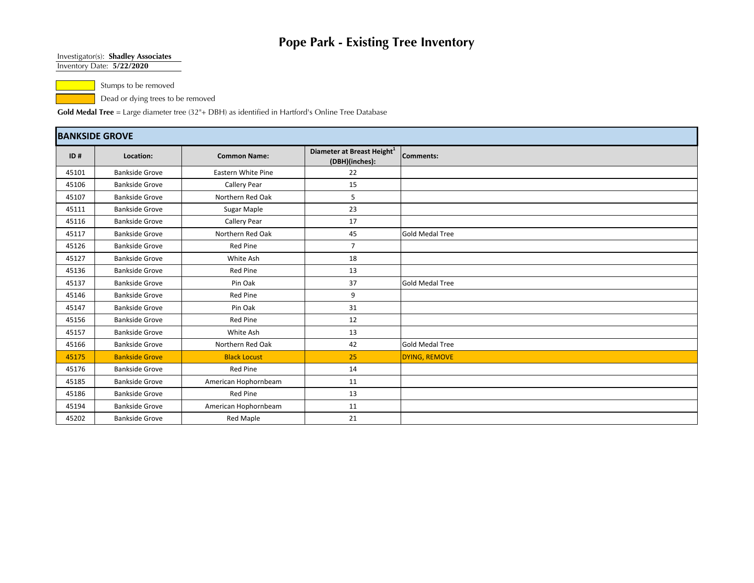# Pope Park - Existing Tree Inventory

Investigator(s): **Shadley Associates**
Inventory Date: **5/22/2020**

Stumps to be removed

Dead or dying trees to be removed

**Gold Medal Tree** = Large diameter tree (32"+ DBH) as identified in Hartford's Online Tree Database

## BANKSIDE GROVE

| ID # | Location: | Common Name: | Diameter at Breast Height[1] (DBH)(inches): | Comments: |
|---|---|---|---|---|
| 45101 | Bankside Grove | Eastern White Pine | 22 | |
| 45106 | Bankside Grove | Callery Pear | 15 | |
| 45107 | Bankside Grove | Northern Red Oak | 5 | |
| 45111 | Bankside Grove | Sugar Maple | 23 | |
| 45116 | Bankside Grove | Callery Pear | 17 | |
| 45117 | Bankside Grove | Northern Red Oak | 45 | Gold Medal Tree |
| 45126 | Bankside Grove | Red Pine | 7 | |
| 45127 | Bankside Grove | White Ash | 18 | |
| 45136 | Bankside Grove | Red Pine | 13 | |
| 45137 | Bankside Grove | Pin Oak | 37 | Gold Medal Tree |
| 45146 | Bankside Grove | Red Pine | 9 | |
| 45147 | Bankside Grove | Pin Oak | 31 | |
| 45156 | Bankside Grove | Red Pine | 12 | |
| 45157 | Bankside Grove | White Ash | 13 | |
| 45166 | Bankside Grove | Northern Red Oak | 42 | Gold Medal Tree |
| 45175 | Bankside Grove | Black Locust | 25 | DYING, REMOVE |
| 45176 | Bankside Grove | Red Pine | 14 | |
| 45185 | Bankside Grove | American Hophornbeam | 11 | |
| 45186 | Bankside Grove | Red Pine | 13 | |
| 45194 | Bankside Grove | American Hophornbeam | 11 | |
| 45202 | Bankside Grove | Red Maple | 21 | |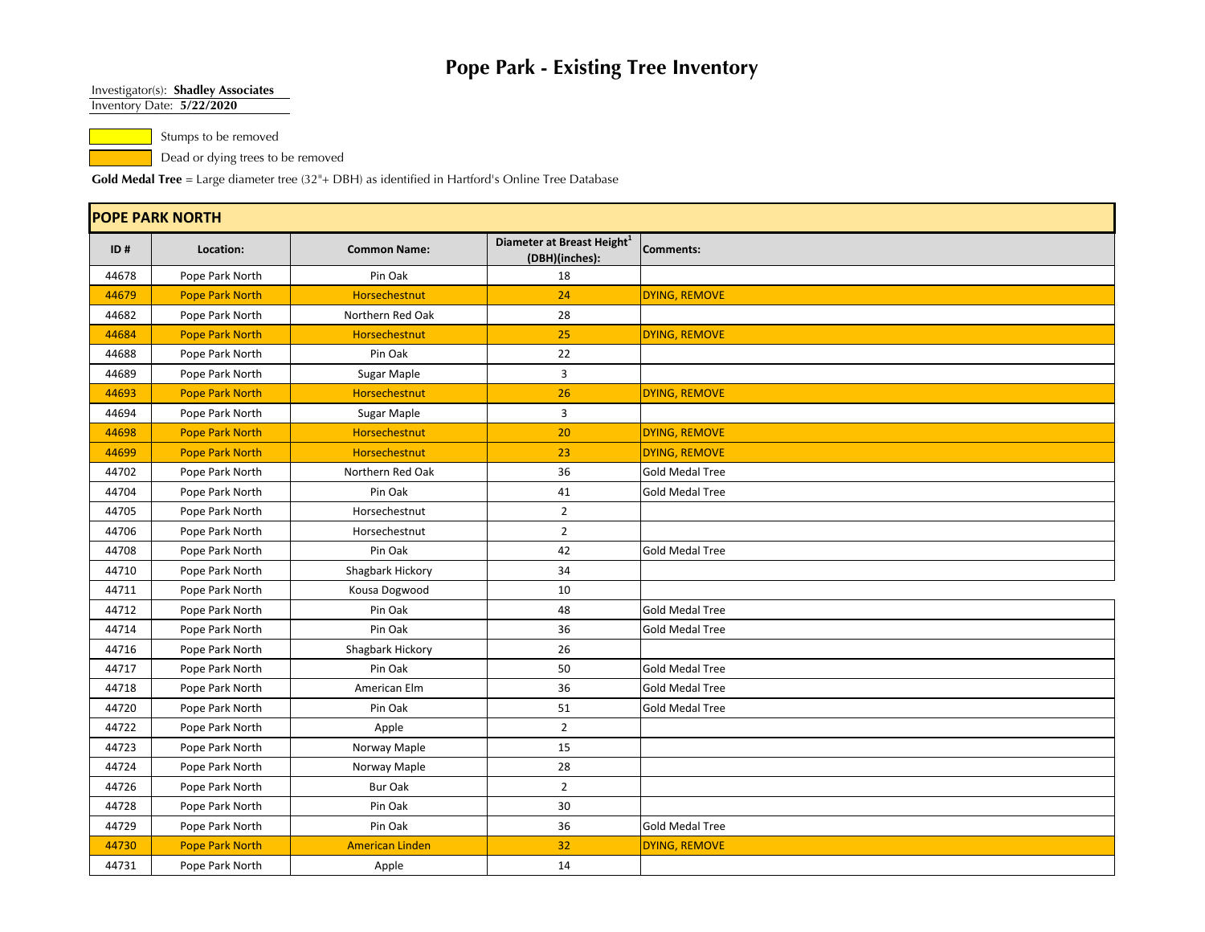# Pope Park - Existing Tree Inventory

Investigator(s): **Shadley Associates**
Inventory Date: **5/22/2020**

Stumps to be removed

Dead or dying trees to be removed

**Gold Medal Tree** = Large diameter tree (32"+ DBH) as identified in Hartford's Online Tree Database

## POPE PARK NORTH

| ID # | Location: | Common Name: | Diameter at Breast Height[1] (DBH)(inches): | Comments: |
|---|---|---|---|---|
| 44678 | Pope Park North | Pin Oak | 18 | |
| 44679 | Pope Park North | Horsechestnut | 24 | DYING, REMOVE |
| 44682 | Pope Park North | Northern Red Oak | 28 | |
| 44684 | Pope Park North | Horsechestnut | 25 | DYING, REMOVE |
| 44688 | Pope Park North | Pin Oak | 22 | |
| 44689 | Pope Park North | Sugar Maple | 3 | |
| 44693 | Pope Park North | Horsechestnut | 26 | DYING, REMOVE |
| 44694 | Pope Park North | Sugar Maple | 3 | |
| 44698 | Pope Park North | Horsechestnut | 20 | DYING, REMOVE |
| 44699 | Pope Park North | Horsechestnut | 23 | DYING, REMOVE |
| 44702 | Pope Park North | Northern Red Oak | 36 | Gold Medal Tree |
| 44704 | Pope Park North | Pin Oak | 41 | Gold Medal Tree |
| 44705 | Pope Park North | Horsechestnut | 2 | |
| 44706 | Pope Park North | Horsechestnut | 2 | |
| 44708 | Pope Park North | Pin Oak | 42 | Gold Medal Tree |
| 44710 | Pope Park North | Shagbark Hickory | 34 | |
| 44711 | Pope Park North | Kousa Dogwood | 10 | |
| 44712 | Pope Park North | Pin Oak | 48 | Gold Medal Tree |
| 44714 | Pope Park North | Pin Oak | 36 | Gold Medal Tree |
| 44716 | Pope Park North | Shagbark Hickory | 26 | |
| 44717 | Pope Park North | Pin Oak | 50 | Gold Medal Tree |
| 44718 | Pope Park North | American Elm | 36 | Gold Medal Tree |
| 44720 | Pope Park North | Pin Oak | 51 | Gold Medal Tree |
| 44722 | Pope Park North | Apple | 2 | |
| 44723 | Pope Park North | Norway Maple | 15 | |
| 44724 | Pope Park North | Norway Maple | 28 | |
| 44726 | Pope Park North | Bur Oak | 2 | |
| 44728 | Pope Park North | Pin Oak | 30 | |
| 44729 | Pope Park North | Pin Oak | 36 | Gold Medal Tree |
| 44730 | Pope Park North | American Linden | 32 | DYING, REMOVE |
| 44731 | Pope Park North | Apple | 14 | |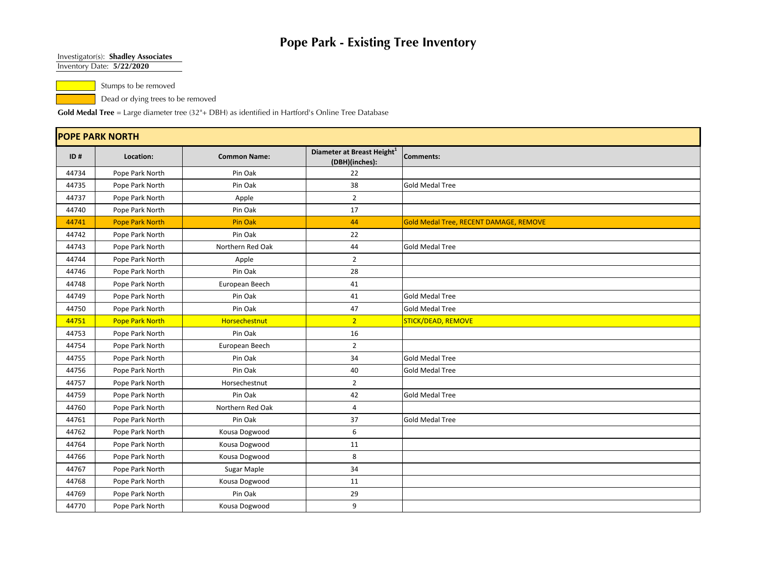# Pope Park - Existing Tree Inventory

Investigator(s): **Shadley Associates**
Inventory Date: **5/22/2020**

Stumps to be removed

Dead or dying trees to be removed

**Gold Medal Tree** = Large diameter tree (32"+ DBH) as identified in Hartford's Online Tree Database

**POPE PARK NORTH**

| ID # | Location: | Common Name: | Diameter at Breast Height[1] (DBH)(inches): | Comments: |
|---|---|---|---|---|
| 44734 | Pope Park North | Pin Oak | 22 | |
| 44735 | Pope Park North | Pin Oak | 38 | Gold Medal Tree |
| 44737 | Pope Park North | Apple | 2 | |
| 44740 | Pope Park North | Pin Oak | 17 | |
| 44741 | Pope Park North | Pin Oak | 44 | Gold Medal Tree, RECENT DAMAGE, REMOVE |
| 44742 | Pope Park North | Pin Oak | 22 | |
| 44743 | Pope Park North | Northern Red Oak | 44 | Gold Medal Tree |
| 44744 | Pope Park North | Apple | 2 | |
| 44746 | Pope Park North | Pin Oak | 28 | |
| 44748 | Pope Park North | European Beech | 41 | |
| 44749 | Pope Park North | Pin Oak | 41 | Gold Medal Tree |
| 44750 | Pope Park North | Pin Oak | 47 | Gold Medal Tree |
| 44751 | Pope Park North | Horsechestnut | 2 | STICK/DEAD, REMOVE |
| 44753 | Pope Park North | Pin Oak | 16 | |
| 44754 | Pope Park North | European Beech | 2 | |
| 44755 | Pope Park North | Pin Oak | 34 | Gold Medal Tree |
| 44756 | Pope Park North | Pin Oak | 40 | Gold Medal Tree |
| 44757 | Pope Park North | Horsechestnut | 2 | |
| 44759 | Pope Park North | Pin Oak | 42 | Gold Medal Tree |
| 44760 | Pope Park North | Northern Red Oak | 4 | |
| 44761 | Pope Park North | Pin Oak | 37 | Gold Medal Tree |
| 44762 | Pope Park North | Kousa Dogwood | 6 | |
| 44764 | Pope Park North | Kousa Dogwood | 11 | |
| 44766 | Pope Park North | Kousa Dogwood | 8 | |
| 44767 | Pope Park North | Sugar Maple | 34 | |
| 44768 | Pope Park North | Kousa Dogwood | 11 | |
| 44769 | Pope Park North | Pin Oak | 29 | |
| 44770 | Pope Park North | Kousa Dogwood | 9 | |